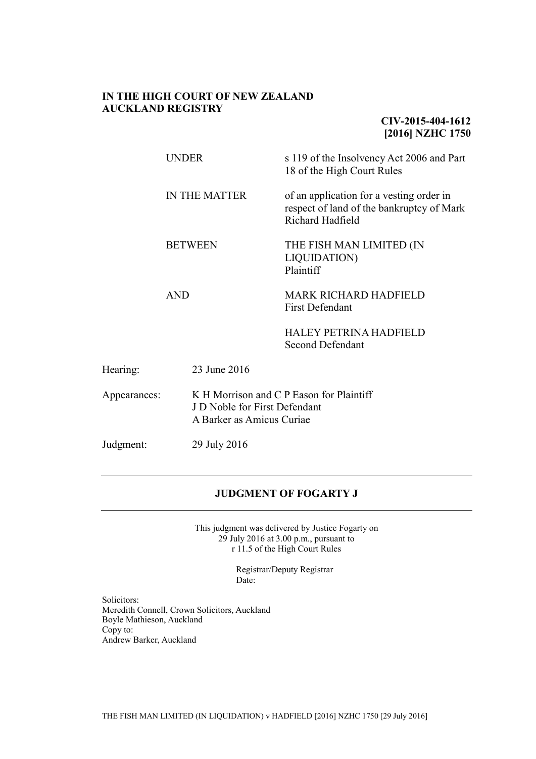**IN THE HIGH COURT OF NEW ZEALAND**
**AUCKLAND REGISTRY**

**CIV-2015-404-1612**
**[2016] NZHC 1750**

| | |
|---|---|
| UNDER | s 119 of the Insolvency Act 2006 and Part 18 of the High Court Rules |
| IN THE MATTER | of an application for a vesting order in respect of land of the bankruptcy of Mark Richard Hadfield |
| BETWEEN | THE FISH MAN LIMITED (IN LIQUIDATION) Plaintiff |
| AND | MARK RICHARD HADFIELD First Defendant |
| | HALEY PETRINA HADFIELD Second Defendant |

Hearing: 23 June 2016

Appearances: K H Morrison and C P Eason for Plaintiff
J D Noble for First Defendant
A Barker as Amicus Curiae

Judgment: 29 July 2016

---

## JUDGMENT OF FOGARTY J

---

This judgment was delivered by Justice Fogarty on
29 July 2016 at 3.00 p.m., pursuant to
r 11.5 of the High Court Rules

Registrar/Deputy Registrar
Date:

Solicitors:
Meredith Connell, Crown Solicitors, Auckland
Boyle Mathieson, Auckland
Copy to:
Andrew Barker, Auckland

THE FISH MAN LIMITED (IN LIQUIDATION) v HADFIELD [2016] NZHC 1750 [29 July 2016]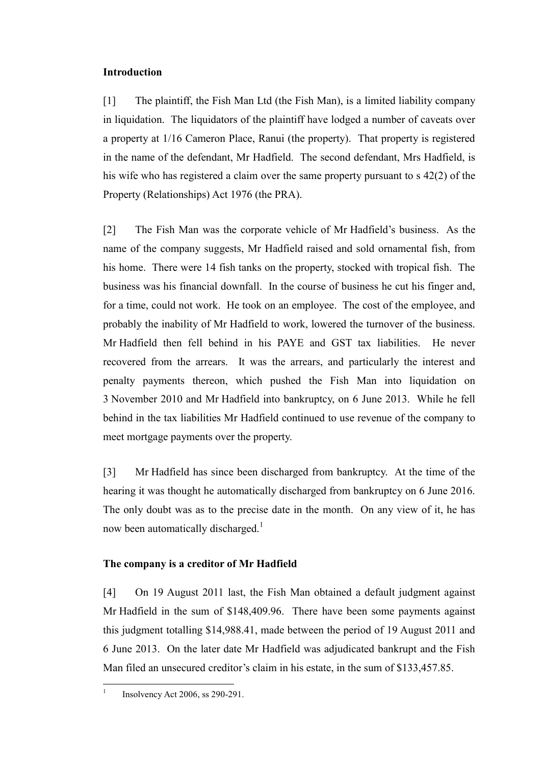## Introduction

[1] The plaintiff, the Fish Man Ltd (the Fish Man), is a limited liability company in liquidation. The liquidators of the plaintiff have lodged a number of caveats over a property at 1/16 Cameron Place, Ranui (the property). That property is registered in the name of the defendant, Mr Hadfield. The second defendant, Mrs Hadfield, is his wife who has registered a claim over the same property pursuant to s 42(2) of the Property (Relationships) Act 1976 (the PRA).

[2] The Fish Man was the corporate vehicle of Mr Hadfield's business. As the name of the company suggests, Mr Hadfield raised and sold ornamental fish, from his home. There were 14 fish tanks on the property, stocked with tropical fish. The business was his financial downfall. In the course of business he cut his finger and, for a time, could not work. He took on an employee. The cost of the employee, and probably the inability of Mr Hadfield to work, lowered the turnover of the business. Mr Hadfield then fell behind in his PAYE and GST tax liabilities. He never recovered from the arrears. It was the arrears, and particularly the interest and penalty payments thereon, which pushed the Fish Man into liquidation on 3 November 2010 and Mr Hadfield into bankruptcy, on 6 June 2013. While he fell behind in the tax liabilities Mr Hadfield continued to use revenue of the company to meet mortgage payments over the property.

[3] Mr Hadfield has since been discharged from bankruptcy. At the time of the hearing it was thought he automatically discharged from bankruptcy on 6 June 2016. The only doubt was as to the precise date in the month. On any view of it, he has now been automatically discharged.[1]

## The company is a creditor of Mr Hadfield

[4] On 19 August 2011 last, the Fish Man obtained a default judgment against Mr Hadfield in the sum of $148,409.96. There have been some payments against this judgment totalling $14,988.41, made between the period of 19 August 2011 and 6 June 2013. On the later date Mr Hadfield was adjudicated bankrupt and the Fish Man filed an unsecured creditor's claim in his estate, in the sum of $133,457.85.

---

[1] Insolvency Act 2006, ss 290-291.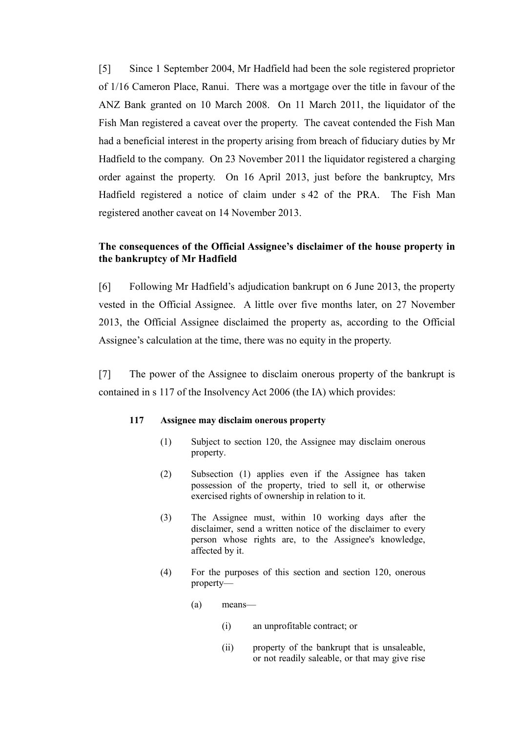[5] Since 1 September 2004, Mr Hadfield had been the sole registered proprietor of 1/16 Cameron Place, Ranui. There was a mortgage over the title in favour of the ANZ Bank granted on 10 March 2008. On 11 March 2011, the liquidator of the Fish Man registered a caveat over the property. The caveat contended the Fish Man had a beneficial interest in the property arising from breach of fiduciary duties by Mr Hadfield to the company. On 23 November 2011 the liquidator registered a charging order against the property. On 16 April 2013, just before the bankruptcy, Mrs Hadfield registered a notice of claim under s 42 of the PRA. The Fish Man registered another caveat on 14 November 2013.

**The consequences of the Official Assignee's disclaimer of the house property in the bankruptcy of Mr Hadfield**

[6] Following Mr Hadfield's adjudication bankrupt on 6 June 2013, the property vested in the Official Assignee. A little over five months later, on 27 November 2013, the Official Assignee disclaimed the property as, according to the Official Assignee's calculation at the time, there was no equity in the property.

[7] The power of the Assignee to disclaim onerous property of the bankrupt is contained in s 117 of the Insolvency Act 2006 (the IA) which provides:

> **117 Assignee may disclaim onerous property**
>
> (1) Subject to section 120, the Assignee may disclaim onerous property.
>
> (2) Subsection (1) applies even if the Assignee has taken possession of the property, tried to sell it, or otherwise exercised rights of ownership in relation to it.
>
> (3) The Assignee must, within 10 working days after the disclaimer, send a written notice of the disclaimer to every person whose rights are, to the Assignee's knowledge, affected by it.
>
> (4) For the purposes of this section and section 120, onerous property—
>
> (a) means—
>
> (i) an unprofitable contract; or
>
> (ii) property of the bankrupt that is unsaleable, or not readily saleable, or that may give rise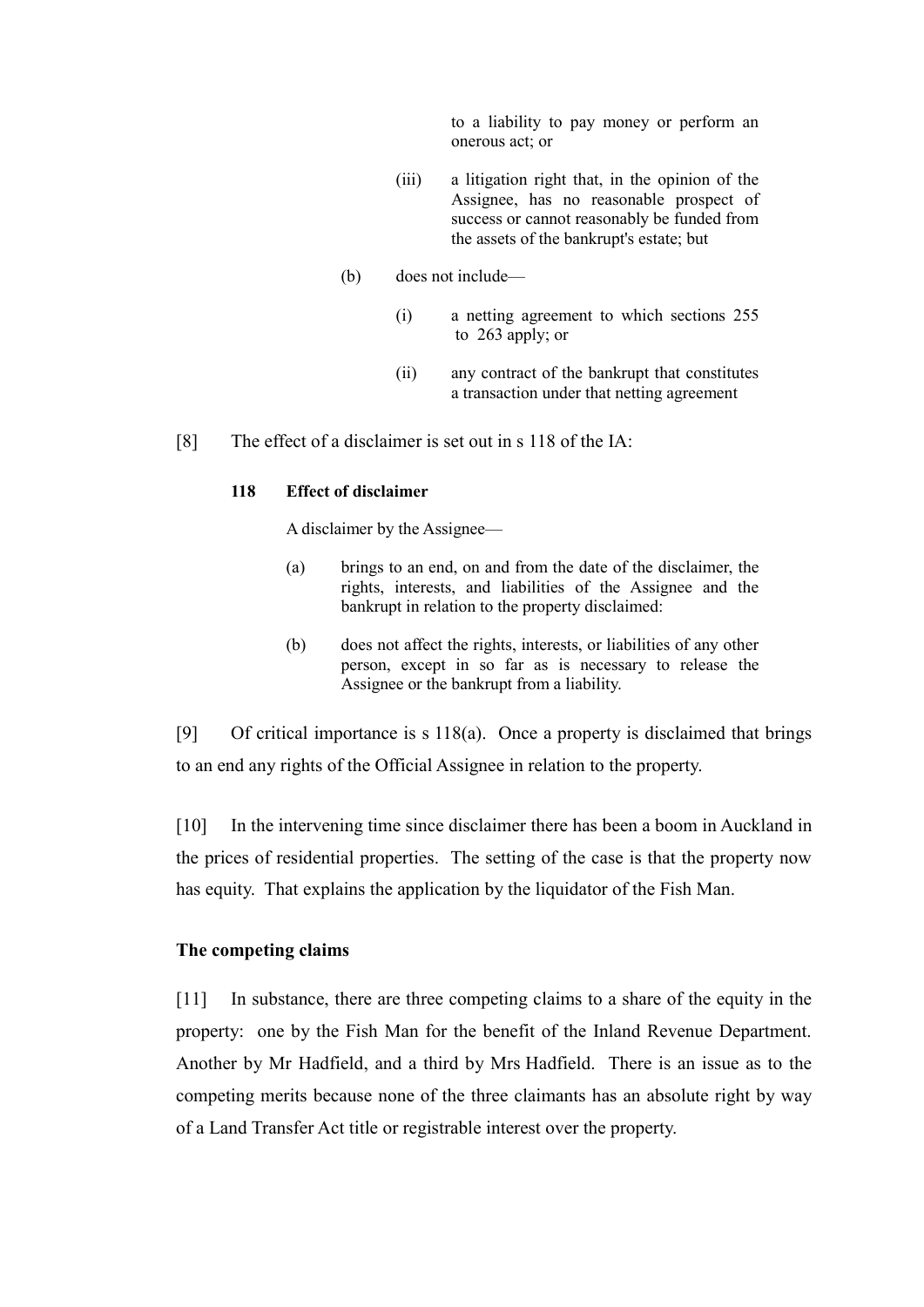to a liability to pay money or perform an onerous act; or

> (iii) a litigation right that, in the opinion of the Assignee, has no reasonable prospect of success or cannot reasonably be funded from the assets of the bankrupt's estate; but
>
> (b) does not include—
>
> (i) a netting agreement to which sections 255 to 263 apply; or
>
> (ii) any contract of the bankrupt that constitutes a transaction under that netting agreement

[8] The effect of a disclaimer is set out in s 118 of the IA:

> **118 Effect of disclaimer**
>
> A disclaimer by the Assignee—
>
> (a) brings to an end, on and from the date of the disclaimer, the rights, interests, and liabilities of the Assignee and the bankrupt in relation to the property disclaimed:
>
> (b) does not affect the rights, interests, or liabilities of any other person, except in so far as is necessary to release the Assignee or the bankrupt from a liability.

[9] Of critical importance is s 118(a). Once a property is disclaimed that brings to an end any rights of the Official Assignee in relation to the property.

[10] In the intervening time since disclaimer there has been a boom in Auckland in the prices of residential properties. The setting of the case is that the property now has equity. That explains the application by the liquidator of the Fish Man.

**The competing claims**

[11] In substance, there are three competing claims to a share of the equity in the property: one by the Fish Man for the benefit of the Inland Revenue Department. Another by Mr Hadfield, and a third by Mrs Hadfield. There is an issue as to the competing merits because none of the three claimants has an absolute right by way of a Land Transfer Act title or registrable interest over the property.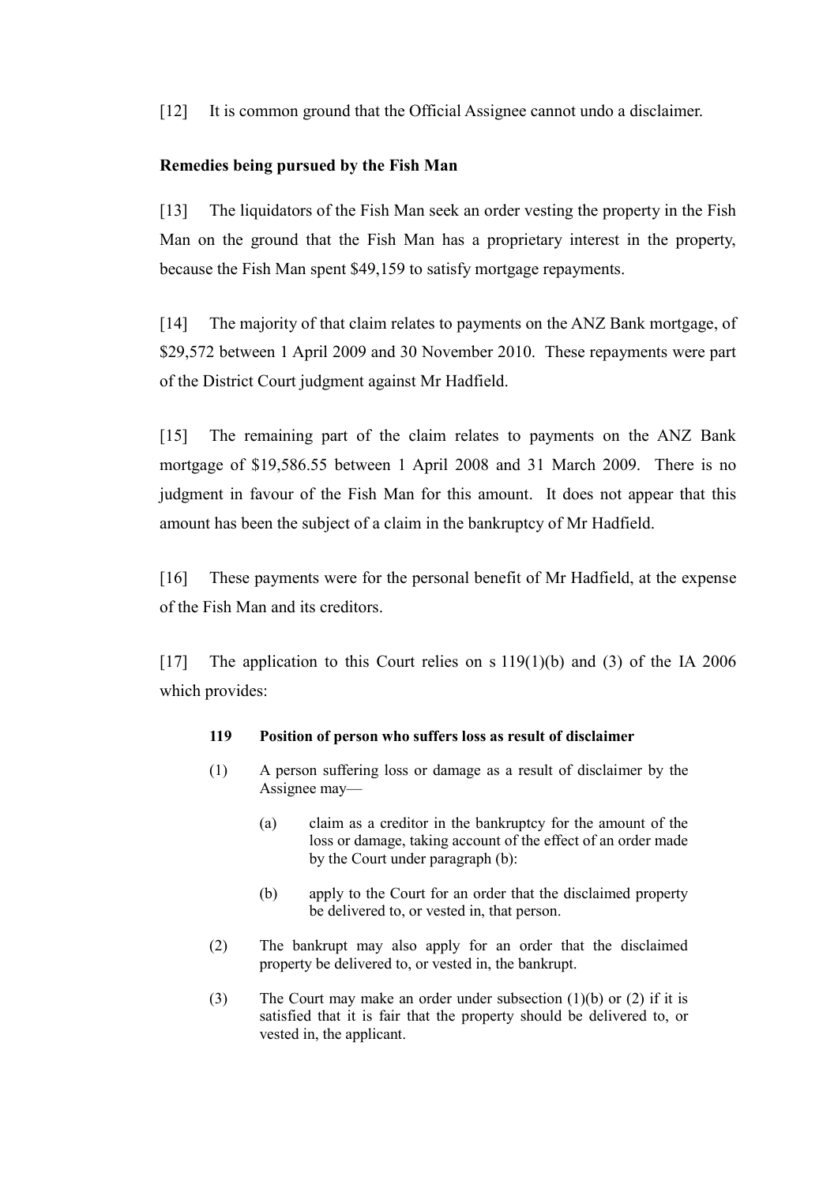[12] It is common ground that the Official Assignee cannot undo a disclaimer.

**Remedies being pursued by the Fish Man**

[13] The liquidators of the Fish Man seek an order vesting the property in the Fish Man on the ground that the Fish Man has a proprietary interest in the property, because the Fish Man spent $49,159 to satisfy mortgage repayments.

[14] The majority of that claim relates to payments on the ANZ Bank mortgage, of $29,572 between 1 April 2009 and 30 November 2010. These repayments were part of the District Court judgment against Mr Hadfield.

[15] The remaining part of the claim relates to payments on the ANZ Bank mortgage of $19,586.55 between 1 April 2008 and 31 March 2009. There is no judgment in favour of the Fish Man for this amount. It does not appear that this amount has been the subject of a claim in the bankruptcy of Mr Hadfield.

[16] These payments were for the personal benefit of Mr Hadfield, at the expense of the Fish Man and its creditors.

[17] The application to this Court relies on s 119(1)(b) and (3) of the IA 2006 which provides:

> **119 Position of person who suffers loss as result of disclaimer**
>
> (1) A person suffering loss or damage as a result of disclaimer by the Assignee may—
>
> (a) claim as a creditor in the bankruptcy for the amount of the loss or damage, taking account of the effect of an order made by the Court under paragraph (b):
>
> (b) apply to the Court for an order that the disclaimed property be delivered to, or vested in, that person.
>
> (2) The bankrupt may also apply for an order that the disclaimed property be delivered to, or vested in, the bankrupt.
>
> (3) The Court may make an order under subsection (1)(b) or (2) if it is satisfied that it is fair that the property should be delivered to, or vested in, the applicant.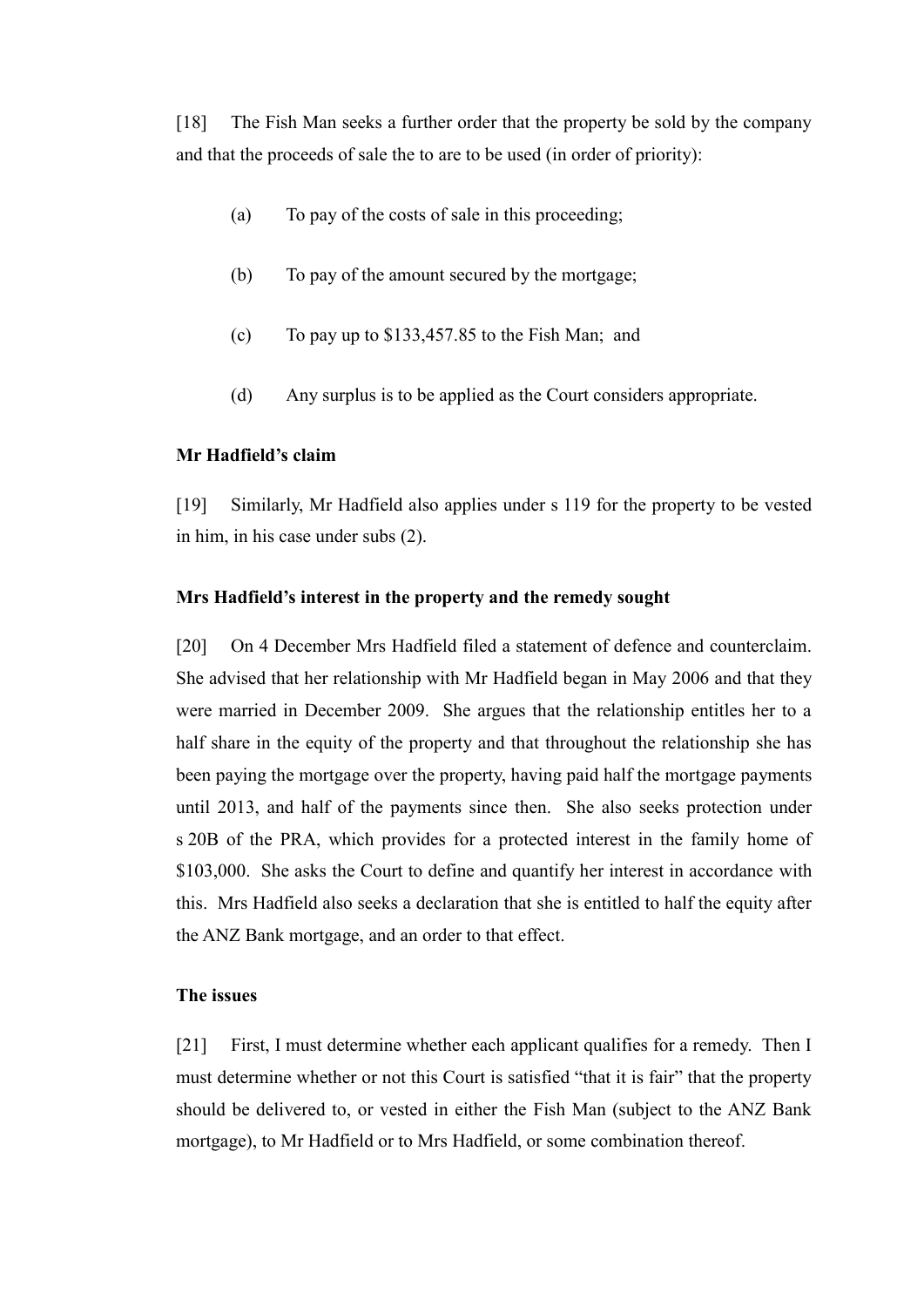[18] The Fish Man seeks a further order that the property be sold by the company and that the proceeds of sale the to are to be used (in order of priority):

(a) To pay of the costs of sale in this proceeding;

(b) To pay of the amount secured by the mortgage;

(c) To pay up to $133,457.85 to the Fish Man; and

(d) Any surplus is to be applied as the Court considers appropriate.

**Mr Hadfield's claim**

[19] Similarly, Mr Hadfield also applies under s 119 for the property to be vested in him, in his case under subs (2).

**Mrs Hadfield's interest in the property and the remedy sought**

[20] On 4 December Mrs Hadfield filed a statement of defence and counterclaim. She advised that her relationship with Mr Hadfield began in May 2006 and that they were married in December 2009. She argues that the relationship entitles her to a half share in the equity of the property and that throughout the relationship she has been paying the mortgage over the property, having paid half the mortgage payments until 2013, and half of the payments since then. She also seeks protection under s 20B of the PRA, which provides for a protected interest in the family home of $103,000. She asks the Court to define and quantify her interest in accordance with this. Mrs Hadfield also seeks a declaration that she is entitled to half the equity after the ANZ Bank mortgage, and an order to that effect.

**The issues**

[21] First, I must determine whether each applicant qualifies for a remedy. Then I must determine whether or not this Court is satisfied "that it is fair" that the property should be delivered to, or vested in either the Fish Man (subject to the ANZ Bank mortgage), to Mr Hadfield or to Mrs Hadfield, or some combination thereof.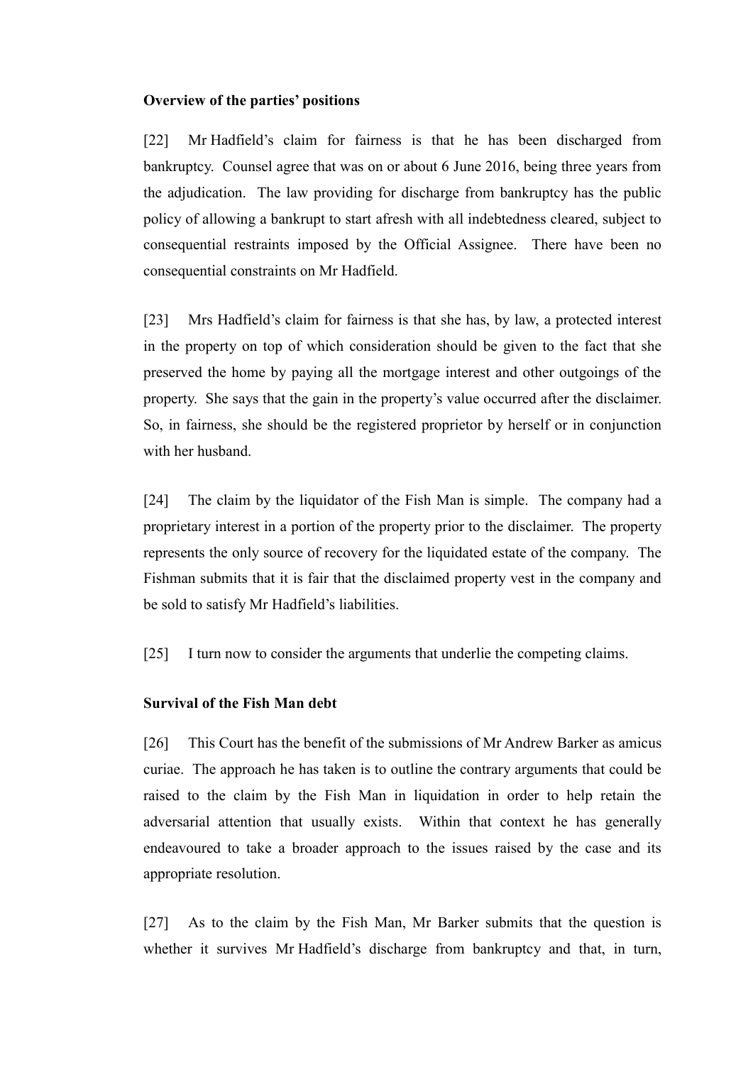**Overview of the parties' positions**

[22] Mr Hadfield's claim for fairness is that he has been discharged from bankruptcy. Counsel agree that was on or about 6 June 2016, being three years from the adjudication. The law providing for discharge from bankruptcy has the public policy of allowing a bankrupt to start afresh with all indebtedness cleared, subject to consequential restraints imposed by the Official Assignee. There have been no consequential constraints on Mr Hadfield.

[23] Mrs Hadfield's claim for fairness is that she has, by law, a protected interest in the property on top of which consideration should be given to the fact that she preserved the home by paying all the mortgage interest and other outgoings of the property. She says that the gain in the property's value occurred after the disclaimer. So, in fairness, she should be the registered proprietor by herself or in conjunction with her husband.

[24] The claim by the liquidator of the Fish Man is simple. The company had a proprietary interest in a portion of the property prior to the disclaimer. The property represents the only source of recovery for the liquidated estate of the company. The Fishman submits that it is fair that the disclaimed property vest in the company and be sold to satisfy Mr Hadfield's liabilities.

[25] I turn now to consider the arguments that underlie the competing claims.

**Survival of the Fish Man debt**

[26] This Court has the benefit of the submissions of Mr Andrew Barker as amicus curiae. The approach he has taken is to outline the contrary arguments that could be raised to the claim by the Fish Man in liquidation in order to help retain the adversarial attention that usually exists. Within that context he has generally endeavoured to take a broader approach to the issues raised by the case and its appropriate resolution.

[27] As to the claim by the Fish Man, Mr Barker submits that the question is whether it survives Mr Hadfield's discharge from bankruptcy and that, in turn,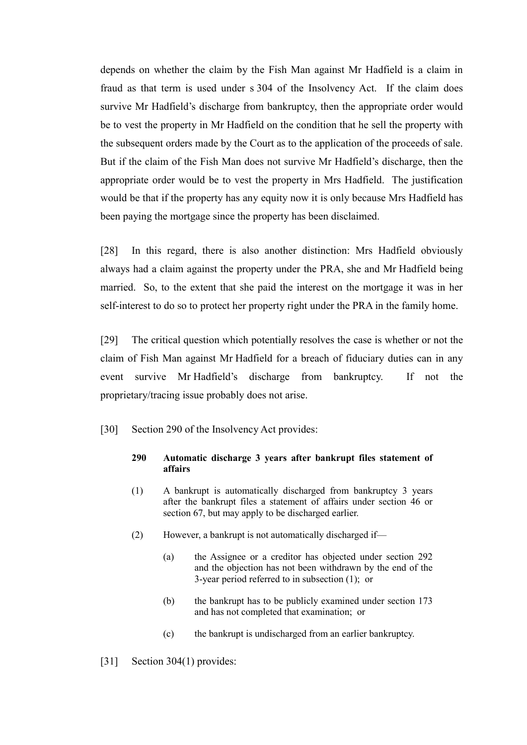depends on whether the claim by the Fish Man against Mr Hadfield is a claim in fraud as that term is used under s 304 of the Insolvency Act. If the claim does survive Mr Hadfield's discharge from bankruptcy, then the appropriate order would be to vest the property in Mr Hadfield on the condition that he sell the property with the subsequent orders made by the Court as to the application of the proceeds of sale. But if the claim of the Fish Man does not survive Mr Hadfield's discharge, then the appropriate order would be to vest the property in Mrs Hadfield. The justification would be that if the property has any equity now it is only because Mrs Hadfield has been paying the mortgage since the property has been disclaimed.

[28] In this regard, there is also another distinction: Mrs Hadfield obviously always had a claim against the property under the PRA, she and Mr Hadfield being married. So, to the extent that she paid the interest on the mortgage it was in her self-interest to do so to protect her property right under the PRA in the family home.

[29] The critical question which potentially resolves the case is whether or not the claim of Fish Man against Mr Hadfield for a breach of fiduciary duties can in any event survive Mr Hadfield's discharge from bankruptcy. If not the proprietary/tracing issue probably does not arise.

[30] Section 290 of the Insolvency Act provides:

> **290 Automatic discharge 3 years after bankrupt files statement of affairs**
>
> (1) A bankrupt is automatically discharged from bankruptcy 3 years after the bankrupt files a statement of affairs under section 46 or section 67, but may apply to be discharged earlier.
>
> (2) However, a bankrupt is not automatically discharged if—
>
> (a) the Assignee or a creditor has objected under section 292 and the objection has not been withdrawn by the end of the 3-year period referred to in subsection (1); or
>
> (b) the bankrupt has to be publicly examined under section 173 and has not completed that examination; or
>
> (c) the bankrupt is undischarged from an earlier bankruptcy.

[31] Section 304(1) provides: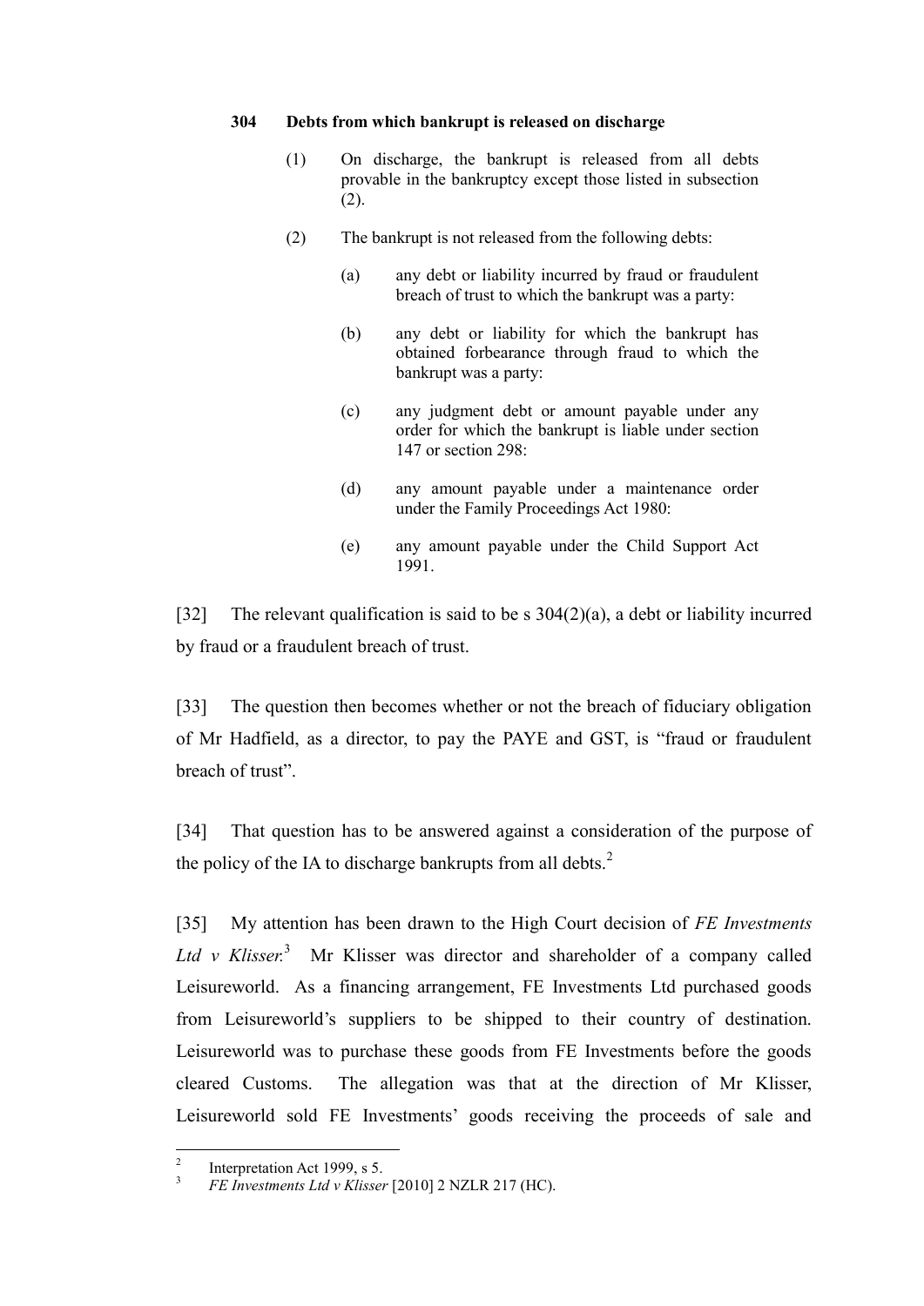**304 Debts from which bankrupt is released on discharge**

(1) On discharge, the bankrupt is released from all debts provable in the bankruptcy except those listed in subsection (2).

(2) The bankrupt is not released from the following debts:

(a) any debt or liability incurred by fraud or fraudulent breach of trust to which the bankrupt was a party:

(b) any debt or liability for which the bankrupt has obtained forbearance through fraud to which the bankrupt was a party:

(c) any judgment debt or amount payable under any order for which the bankrupt is liable under section 147 or section 298:

(d) any amount payable under a maintenance order under the Family Proceedings Act 1980:

(e) any amount payable under the Child Support Act 1991.

[32] The relevant qualification is said to be s 304(2)(a), a debt or liability incurred by fraud or a fraudulent breach of trust.

[33] The question then becomes whether or not the breach of fiduciary obligation of Mr Hadfield, as a director, to pay the PAYE and GST, is "fraud or fraudulent breach of trust".

[34] That question has to be answered against a consideration of the purpose of the policy of the IA to discharge bankrupts from all debts.[2]

[35] My attention has been drawn to the High Court decision of *FE Investments Ltd v Klisser*.[3] Mr Klisser was director and shareholder of a company called Leisureworld. As a financing arrangement, FE Investments Ltd purchased goods from Leisureworld's suppliers to be shipped to their country of destination. Leisureworld was to purchase these goods from FE Investments before the goods cleared Customs. The allegation was that at the direction of Mr Klisser, Leisureworld sold FE Investments' goods receiving the proceeds of sale and

---

[2] Interpretation Act 1999, s 5.

[3] *FE Investments Ltd v Klisser* [2010] 2 NZLR 217 (HC).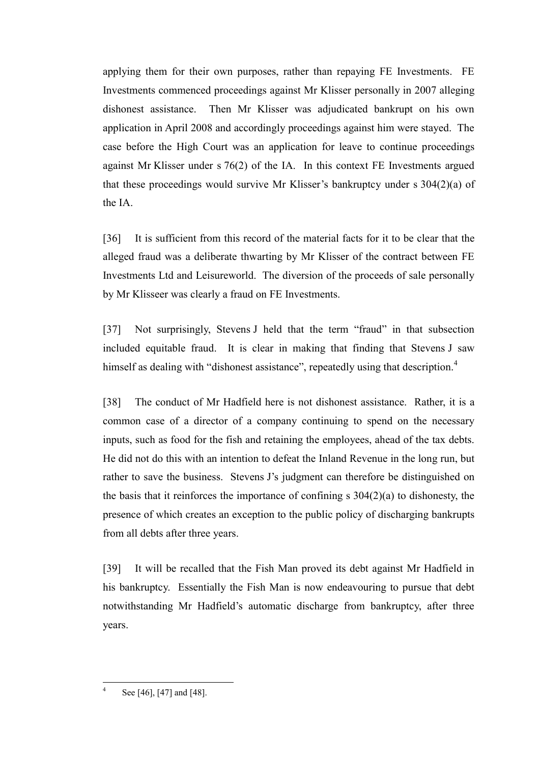applying them for their own purposes, rather than repaying FE Investments. FE Investments commenced proceedings against Mr Klisser personally in 2007 alleging dishonest assistance. Then Mr Klisser was adjudicated bankrupt on his own application in April 2008 and accordingly proceedings against him were stayed. The case before the High Court was an application for leave to continue proceedings against Mr Klisser under s 76(2) of the IA. In this context FE Investments argued that these proceedings would survive Mr Klisser's bankruptcy under s 304(2)(a) of the IA.

[36] It is sufficient from this record of the material facts for it to be clear that the alleged fraud was a deliberate thwarting by Mr Klisser of the contract between FE Investments Ltd and Leisureworld. The diversion of the proceeds of sale personally by Mr Klisseer was clearly a fraud on FE Investments.

[37] Not surprisingly, Stevens J held that the term "fraud" in that subsection included equitable fraud. It is clear in making that finding that Stevens J saw himself as dealing with "dishonest assistance", repeatedly using that description.[4]

[38] The conduct of Mr Hadfield here is not dishonest assistance. Rather, it is a common case of a director of a company continuing to spend on the necessary inputs, such as food for the fish and retaining the employees, ahead of the tax debts. He did not do this with an intention to defeat the Inland Revenue in the long run, but rather to save the business. Stevens J's judgment can therefore be distinguished on the basis that it reinforces the importance of confining s 304(2)(a) to dishonesty, the presence of which creates an exception to the public policy of discharging bankrupts from all debts after three years.

[39] It will be recalled that the Fish Man proved its debt against Mr Hadfield in his bankruptcy. Essentially the Fish Man is now endeavouring to pursue that debt notwithstanding Mr Hadfield's automatic discharge from bankruptcy, after three years.

---

[4] See [46], [47] and [48].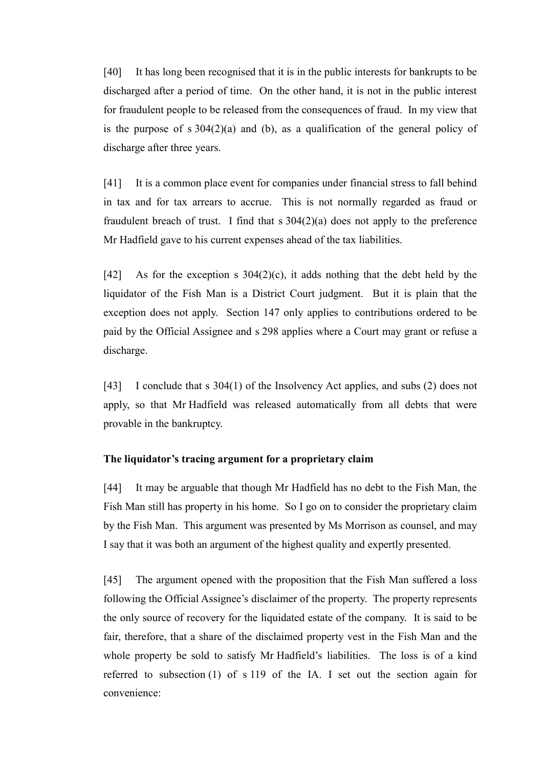[40] It has long been recognised that it is in the public interests for bankrupts to be discharged after a period of time. On the other hand, it is not in the public interest for fraudulent people to be released from the consequences of fraud. In my view that is the purpose of s 304(2)(a) and (b), as a qualification of the general policy of discharge after three years.

[41] It is a common place event for companies under financial stress to fall behind in tax and for tax arrears to accrue. This is not normally regarded as fraud or fraudulent breach of trust. I find that s 304(2)(a) does not apply to the preference Mr Hadfield gave to his current expenses ahead of the tax liabilities.

[42] As for the exception s 304(2)(c), it adds nothing that the debt held by the liquidator of the Fish Man is a District Court judgment. But it is plain that the exception does not apply. Section 147 only applies to contributions ordered to be paid by the Official Assignee and s 298 applies where a Court may grant or refuse a discharge.

[43] I conclude that s 304(1) of the Insolvency Act applies, and subs (2) does not apply, so that Mr Hadfield was released automatically from all debts that were provable in the bankruptcy.

**The liquidator's tracing argument for a proprietary claim**

[44] It may be arguable that though Mr Hadfield has no debt to the Fish Man, the Fish Man still has property in his home. So I go on to consider the proprietary claim by the Fish Man. This argument was presented by Ms Morrison as counsel, and may I say that it was both an argument of the highest quality and expertly presented.

[45] The argument opened with the proposition that the Fish Man suffered a loss following the Official Assignee's disclaimer of the property. The property represents the only source of recovery for the liquidated estate of the company. It is said to be fair, therefore, that a share of the disclaimed property vest in the Fish Man and the whole property be sold to satisfy Mr Hadfield's liabilities. The loss is of a kind referred to subsection (1) of s 119 of the IA. I set out the section again for convenience: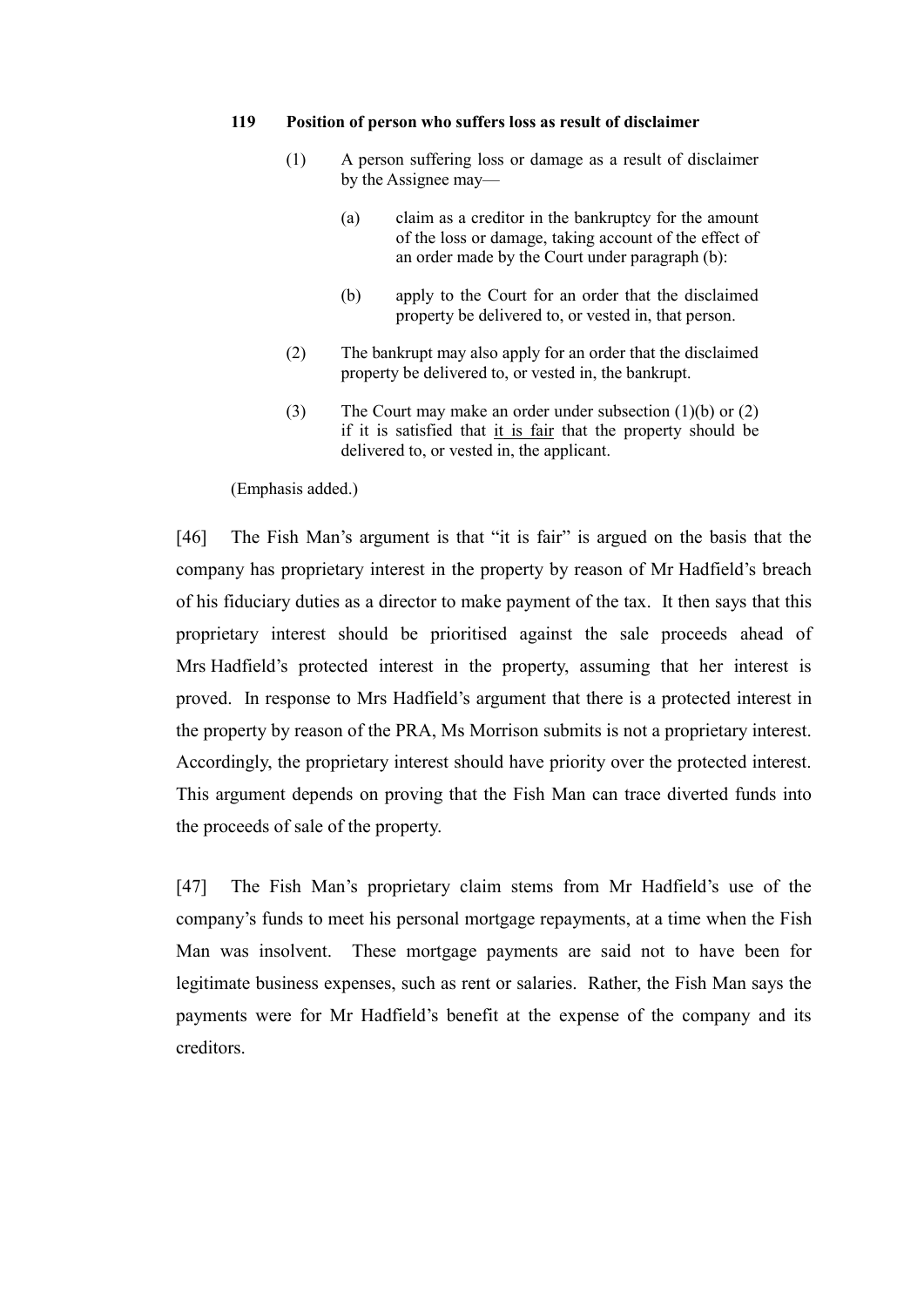**119 Position of person who suffers loss as result of disclaimer**

> (1) A person suffering loss or damage as a result of disclaimer by the Assignee may—
>
> > (a) claim as a creditor in the bankruptcy for the amount of the loss or damage, taking account of the effect of an order made by the Court under paragraph (b):
> >
> > (b) apply to the Court for an order that the disclaimed property be delivered to, or vested in, that person.
>
> (2) The bankrupt may also apply for an order that the disclaimed property be delivered to, or vested in, the bankrupt.
>
> (3) The Court may make an order under subsection (1)(b) or (2) if it is satisfied that <u>it is fair</u> that the property should be delivered to, or vested in, the applicant.

(Emphasis added.)

[46] The Fish Man's argument is that "it is fair" is argued on the basis that the company has proprietary interest in the property by reason of Mr Hadfield's breach of his fiduciary duties as a director to make payment of the tax. It then says that this proprietary interest should be prioritised against the sale proceeds ahead of Mrs Hadfield's protected interest in the property, assuming that her interest is proved. In response to Mrs Hadfield's argument that there is a protected interest in the property by reason of the PRA, Ms Morrison submits is not a proprietary interest. Accordingly, the proprietary interest should have priority over the protected interest. This argument depends on proving that the Fish Man can trace diverted funds into the proceeds of sale of the property.

[47] The Fish Man's proprietary claim stems from Mr Hadfield's use of the company's funds to meet his personal mortgage repayments, at a time when the Fish Man was insolvent. These mortgage payments are said not to have been for legitimate business expenses, such as rent or salaries. Rather, the Fish Man says the payments were for Mr Hadfield's benefit at the expense of the company and its creditors.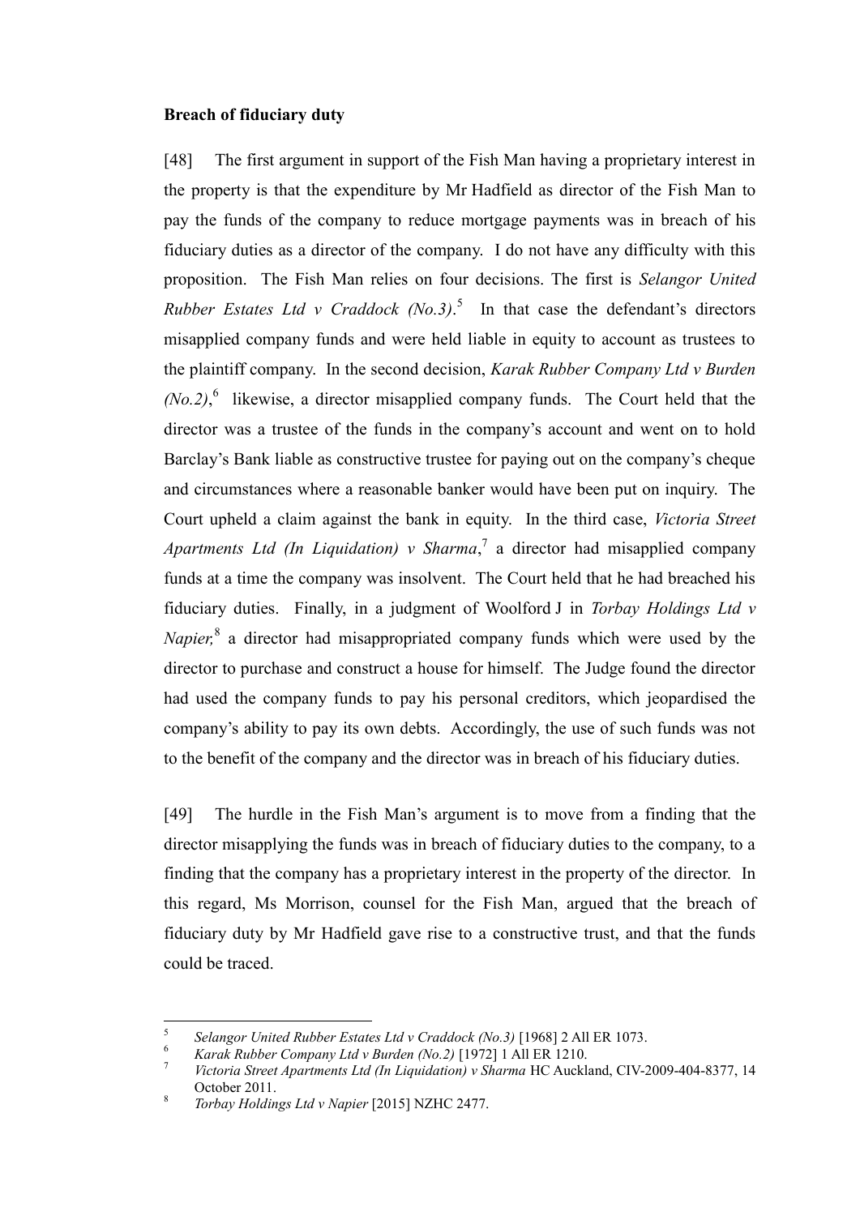**Breach of fiduciary duty**

[48] The first argument in support of the Fish Man having a proprietary interest in the property is that the expenditure by Mr Hadfield as director of the Fish Man to pay the funds of the company to reduce mortgage payments was in breach of his fiduciary duties as a director of the company. I do not have any difficulty with this proposition. The Fish Man relies on four decisions. The first is *Selangor United Rubber Estates Ltd v Craddock (No.3)*.[5] In that case the defendant's directors misapplied company funds and were held liable in equity to account as trustees to the plaintiff company. In the second decision, *Karak Rubber Company Ltd v Burden (No.2)*,[6] likewise, a director misapplied company funds. The Court held that the director was a trustee of the funds in the company's account and went on to hold Barclay's Bank liable as constructive trustee for paying out on the company's cheque and circumstances where a reasonable banker would have been put on inquiry. The Court upheld a claim against the bank in equity. In the third case, *Victoria Street Apartments Ltd (In Liquidation) v Sharma*,[7] a director had misapplied company funds at a time the company was insolvent. The Court held that he had breached his fiduciary duties. Finally, in a judgment of Woolford J in *Torbay Holdings Ltd v Napier,*[8] a director had misappropriated company funds which were used by the director to purchase and construct a house for himself. The Judge found the director had used the company funds to pay his personal creditors, which jeopardised the company's ability to pay its own debts. Accordingly, the use of such funds was not to the benefit of the company and the director was in breach of his fiduciary duties.

[49] The hurdle in the Fish Man's argument is to move from a finding that the director misapplying the funds was in breach of fiduciary duties to the company, to a finding that the company has a proprietary interest in the property of the director. In this regard, Ms Morrison, counsel for the Fish Man, argued that the breach of fiduciary duty by Mr Hadfield gave rise to a constructive trust, and that the funds could be traced.

---

[5] *Selangor United Rubber Estates Ltd v Craddock (No.3)* [1968] 2 All ER 1073.

[6] *Karak Rubber Company Ltd v Burden (No.2)* [1972] 1 All ER 1210.

[7] *Victoria Street Apartments Ltd (In Liquidation) v Sharma* HC Auckland, CIV-2009-404-8377, 14 October 2011.

[8] *Torbay Holdings Ltd v Napier* [2015] NZHC 2477.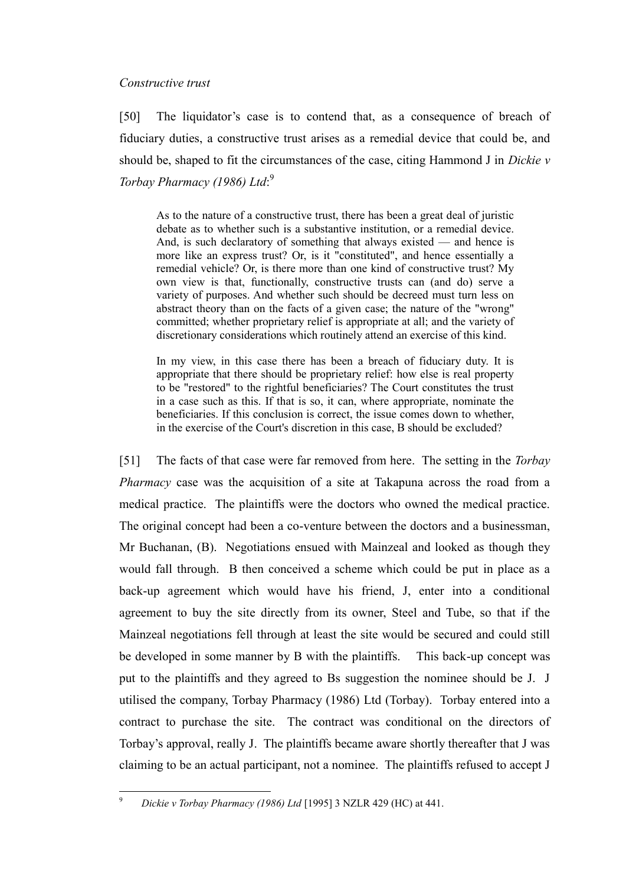*Constructive trust*

[50] The liquidator's case is to contend that, as a consequence of breach of fiduciary duties, a constructive trust arises as a remedial device that could be, and should be, shaped to fit the circumstances of the case, citing Hammond J in *Dickie v Torbay Pharmacy (1986) Ltd*:[9]

> As to the nature of a constructive trust, there has been a great deal of juristic debate as to whether such is a substantive institution, or a remedial device. And, is such declaratory of something that always existed — and hence is more like an express trust? Or, is it "constituted", and hence essentially a remedial vehicle? Or, is there more than one kind of constructive trust? My own view is that, functionally, constructive trusts can (and do) serve a variety of purposes. And whether such should be decreed must turn less on abstract theory than on the facts of a given case; the nature of the "wrong" committed; whether proprietary relief is appropriate at all; and the variety of discretionary considerations which routinely attend an exercise of this kind.
>
> In my view, in this case there has been a breach of fiduciary duty. It is appropriate that there should be proprietary relief: how else is real property to be "restored" to the rightful beneficiaries? The Court constitutes the trust in a case such as this. If that is so, it can, where appropriate, nominate the beneficiaries. If this conclusion is correct, the issue comes down to whether, in the exercise of the Court's discretion in this case, B should be excluded?

[51] The facts of that case were far removed from here. The setting in the *Torbay Pharmacy* case was the acquisition of a site at Takapuna across the road from a medical practice. The plaintiffs were the doctors who owned the medical practice. The original concept had been a co-venture between the doctors and a businessman, Mr Buchanan, (B). Negotiations ensued with Mainzeal and looked as though they would fall through. B then conceived a scheme which could be put in place as a back-up agreement which would have his friend, J, enter into a conditional agreement to buy the site directly from its owner, Steel and Tube, so that if the Mainzeal negotiations fell through at least the site would be secured and could still be developed in some manner by B with the plaintiffs. This back-up concept was put to the plaintiffs and they agreed to Bs suggestion the nominee should be J. J utilised the company, Torbay Pharmacy (1986) Ltd (Torbay). Torbay entered into a contract to purchase the site. The contract was conditional on the directors of Torbay's approval, really J. The plaintiffs became aware shortly thereafter that J was claiming to be an actual participant, not a nominee. The plaintiffs refused to accept J

---

[9] *Dickie v Torbay Pharmacy (1986) Ltd* [1995] 3 NZLR 429 (HC) at 441.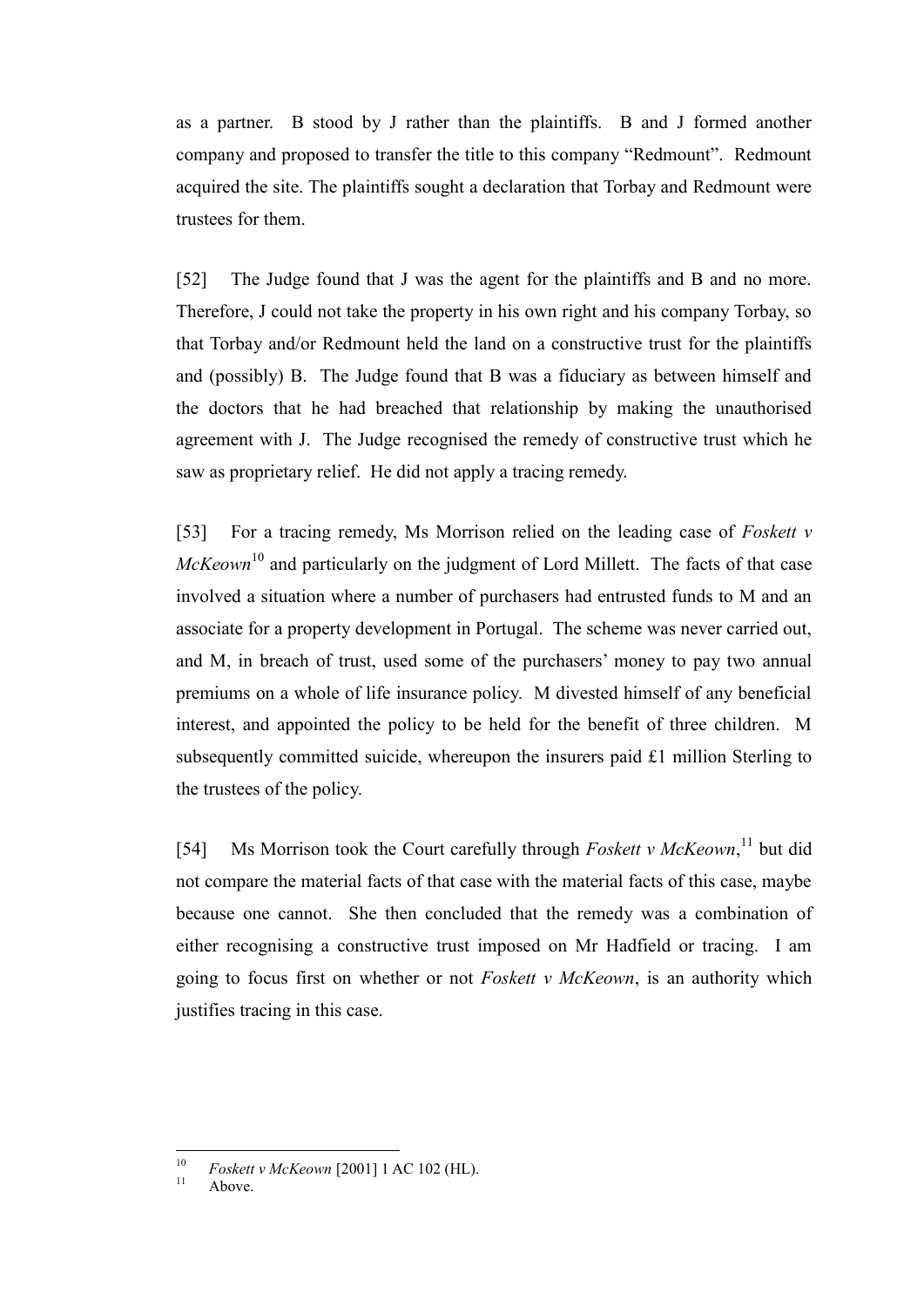as a partner. B stood by J rather than the plaintiffs. B and J formed another company and proposed to transfer the title to this company "Redmount". Redmount acquired the site. The plaintiffs sought a declaration that Torbay and Redmount were trustees for them.

[52] The Judge found that J was the agent for the plaintiffs and B and no more. Therefore, J could not take the property in his own right and his company Torbay, so that Torbay and/or Redmount held the land on a constructive trust for the plaintiffs and (possibly) B. The Judge found that B was a fiduciary as between himself and the doctors that he had breached that relationship by making the unauthorised agreement with J. The Judge recognised the remedy of constructive trust which he saw as proprietary relief. He did not apply a tracing remedy.

[53] For a tracing remedy, Ms Morrison relied on the leading case of *Foskett v McKeown*[10] and particularly on the judgment of Lord Millett. The facts of that case involved a situation where a number of purchasers had entrusted funds to M and an associate for a property development in Portugal. The scheme was never carried out, and M, in breach of trust, used some of the purchasers' money to pay two annual premiums on a whole of life insurance policy. M divested himself of any beneficial interest, and appointed the policy to be held for the benefit of three children. M subsequently committed suicide, whereupon the insurers paid £1 million Sterling to the trustees of the policy.

[54] Ms Morrison took the Court carefully through *Foskett v McKeown*,[11] but did not compare the material facts of that case with the material facts of this case, maybe because one cannot. She then concluded that the remedy was a combination of either recognising a constructive trust imposed on Mr Hadfield or tracing. I am going to focus first on whether or not *Foskett v McKeown*, is an authority which justifies tracing in this case.

---

[10] *Foskett v McKeown* [2001] 1 AC 102 (HL).

[11] Above.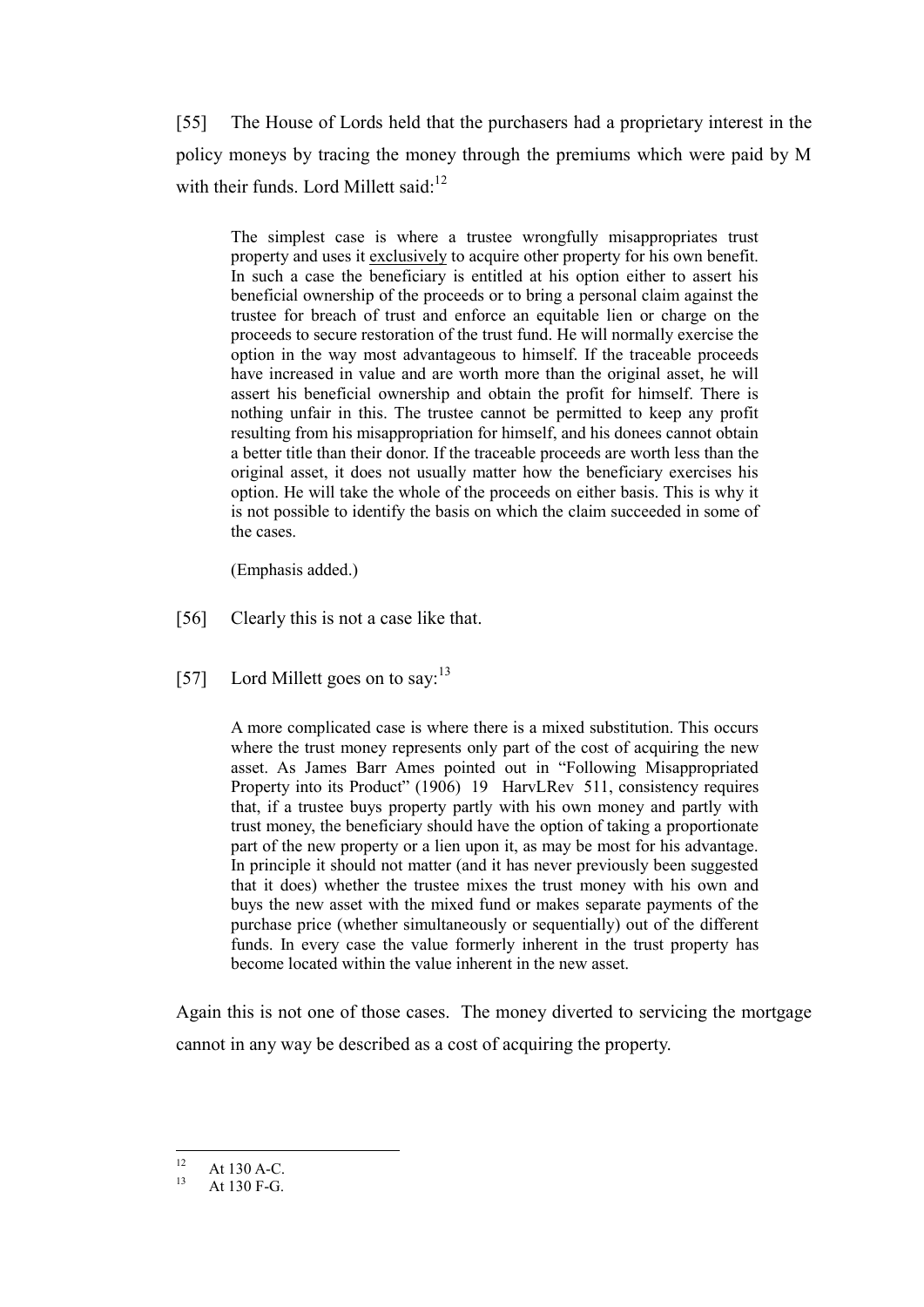[55] The House of Lords held that the purchasers had a proprietary interest in the policy moneys by tracing the money through the premiums which were paid by M with their funds. Lord Millett said:[12]

> The simplest case is where a trustee wrongfully misappropriates trust property and uses it exclusively to acquire other property for his own benefit. In such a case the beneficiary is entitled at his option either to assert his beneficial ownership of the proceeds or to bring a personal claim against the trustee for breach of trust and enforce an equitable lien or charge on the proceeds to secure restoration of the trust fund. He will normally exercise the option in the way most advantageous to himself. If the traceable proceeds have increased in value and are worth more than the original asset, he will assert his beneficial ownership and obtain the profit for himself. There is nothing unfair in this. The trustee cannot be permitted to keep any profit resulting from his misappropriation for himself, and his donees cannot obtain a better title than their donor. If the traceable proceeds are worth less than the original asset, it does not usually matter how the beneficiary exercises his option. He will take the whole of the proceeds on either basis. This is why it is not possible to identify the basis on which the claim succeeded in some of the cases.
>
> (Emphasis added.)

[56] Clearly this is not a case like that.

[57] Lord Millett goes on to say:[13]

> A more complicated case is where there is a mixed substitution. This occurs where the trust money represents only part of the cost of acquiring the new asset. As James Barr Ames pointed out in "Following Misappropriated Property into its Product" (1906) 19 HarvLRev 511, consistency requires that, if a trustee buys property partly with his own money and partly with trust money, the beneficiary should have the option of taking a proportionate part of the new property or a lien upon it, as may be most for his advantage. In principle it should not matter (and it has never previously been suggested that it does) whether the trustee mixes the trust money with his own and buys the new asset with the mixed fund or makes separate payments of the purchase price (whether simultaneously or sequentially) out of the different funds. In every case the value formerly inherent in the trust property has become located within the value inherent in the new asset.

Again this is not one of those cases. The money diverted to servicing the mortgage cannot in any way be described as a cost of acquiring the property.

---

[12] At 130 A-C.

[13] At 130 F-G.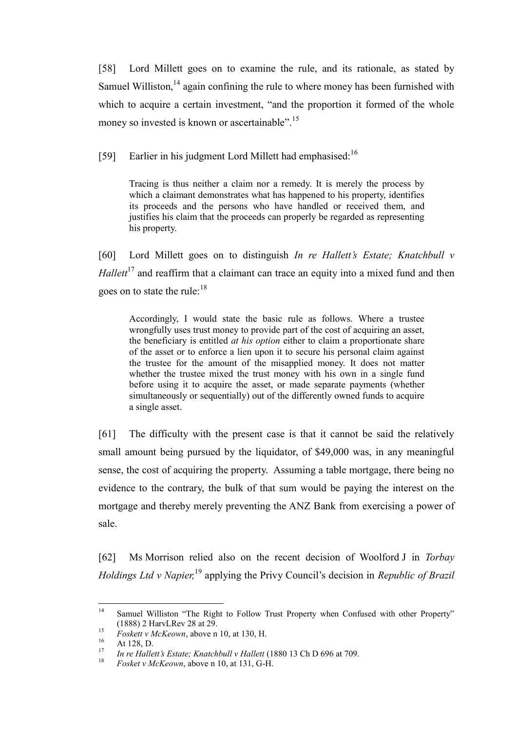[58] Lord Millett goes on to examine the rule, and its rationale, as stated by Samuel Williston,[14] again confining the rule to where money has been furnished with which to acquire a certain investment, "and the proportion it formed of the whole money so invested is known or ascertainable".[15]

[59] Earlier in his judgment Lord Millett had emphasised:[16]

> Tracing is thus neither a claim nor a remedy. It is merely the process by which a claimant demonstrates what has happened to his property, identifies its proceeds and the persons who have handled or received them, and justifies his claim that the proceeds can properly be regarded as representing his property.

[60] Lord Millett goes on to distinguish *In re Hallett's Estate; Knatchbull v Hallett*[17] and reaffirm that a claimant can trace an equity into a mixed fund and then goes on to state the rule:[18]

> Accordingly, I would state the basic rule as follows. Where a trustee wrongfully uses trust money to provide part of the cost of acquiring an asset, the beneficiary is entitled *at his option* either to claim a proportionate share of the asset or to enforce a lien upon it to secure his personal claim against the trustee for the amount of the misapplied money. It does not matter whether the trustee mixed the trust money with his own in a single fund before using it to acquire the asset, or made separate payments (whether simultaneously or sequentially) out of the differently owned funds to acquire a single asset.

[61] The difficulty with the present case is that it cannot be said the relatively small amount being pursued by the liquidator, of $49,000 was, in any meaningful sense, the cost of acquiring the property. Assuming a table mortgage, there being no evidence to the contrary, the bulk of that sum would be paying the interest on the mortgage and thereby merely preventing the ANZ Bank from exercising a power of sale.

[62] Ms Morrison relied also on the recent decision of Woolford J in *Torbay Holdings Ltd v Napier,*[19] applying the Privy Council's decision in *Republic of Brazil*

---

[14] Samuel Williston "The Right to Follow Trust Property when Confused with other Property" (1888) 2 HarvLRev 28 at 29.

[15] *Foskett v McKeown*, above n 10, at 130, H.

[16] At 128, D.

[17] *In re Hallett's Estate; Knatchbull v Hallett* (1880 13 Ch D 696 at 709.

[18] *Fosket v McKeown*, above n 10, at 131, G-H.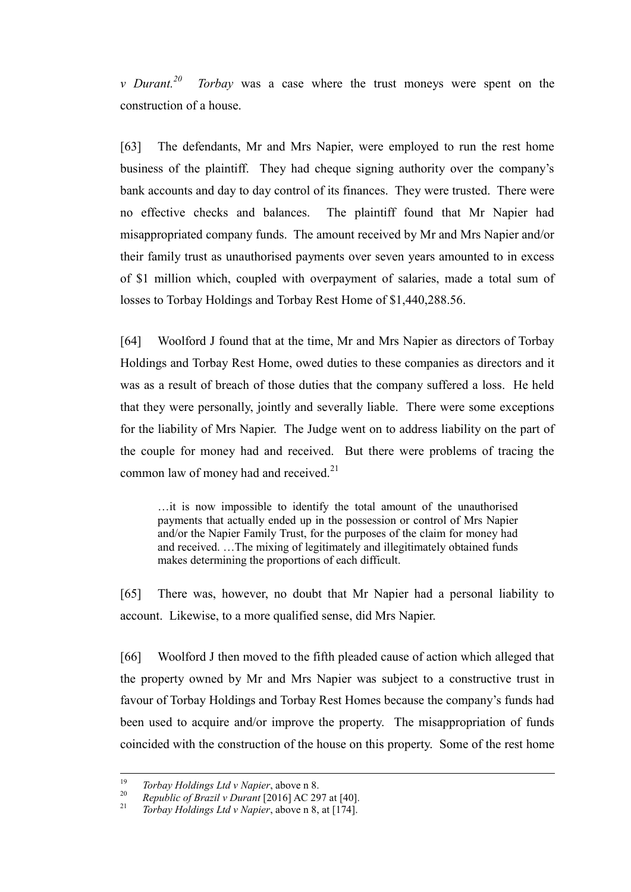*v Durant.*[20] *Torbay* was a case where the trust moneys were spent on the construction of a house.

[63] The defendants, Mr and Mrs Napier, were employed to run the rest home business of the plaintiff. They had cheque signing authority over the company's bank accounts and day to day control of its finances. They were trusted. There were no effective checks and balances. The plaintiff found that Mr Napier had misappropriated company funds. The amount received by Mr and Mrs Napier and/or their family trust as unauthorised payments over seven years amounted to in excess of $1 million which, coupled with overpayment of salaries, made a total sum of losses to Torbay Holdings and Torbay Rest Home of $1,440,288.56.

[64] Woolford J found that at the time, Mr and Mrs Napier as directors of Torbay Holdings and Torbay Rest Home, owed duties to these companies as directors and it was as a result of breach of those duties that the company suffered a loss. He held that they were personally, jointly and severally liable. There were some exceptions for the liability of Mrs Napier. The Judge went on to address liability on the part of the couple for money had and received. But there were problems of tracing the common law of money had and received.[21]

> …it is now impossible to identify the total amount of the unauthorised payments that actually ended up in the possession or control of Mrs Napier and/or the Napier Family Trust, for the purposes of the claim for money had and received. …The mixing of legitimately and illegitimately obtained funds makes determining the proportions of each difficult.

[65] There was, however, no doubt that Mr Napier had a personal liability to account. Likewise, to a more qualified sense, did Mrs Napier.

[66] Woolford J then moved to the fifth pleaded cause of action which alleged that the property owned by Mr and Mrs Napier was subject to a constructive trust in favour of Torbay Holdings and Torbay Rest Homes because the company's funds had been used to acquire and/or improve the property. The misappropriation of funds coincided with the construction of the house on this property. Some of the rest home

---

[19] *Torbay Holdings Ltd v Napier*, above n 8.

[20] *Republic of Brazil v Durant* [2016] AC 297 at [40].

[21] *Torbay Holdings Ltd v Napier*, above n 8, at [174].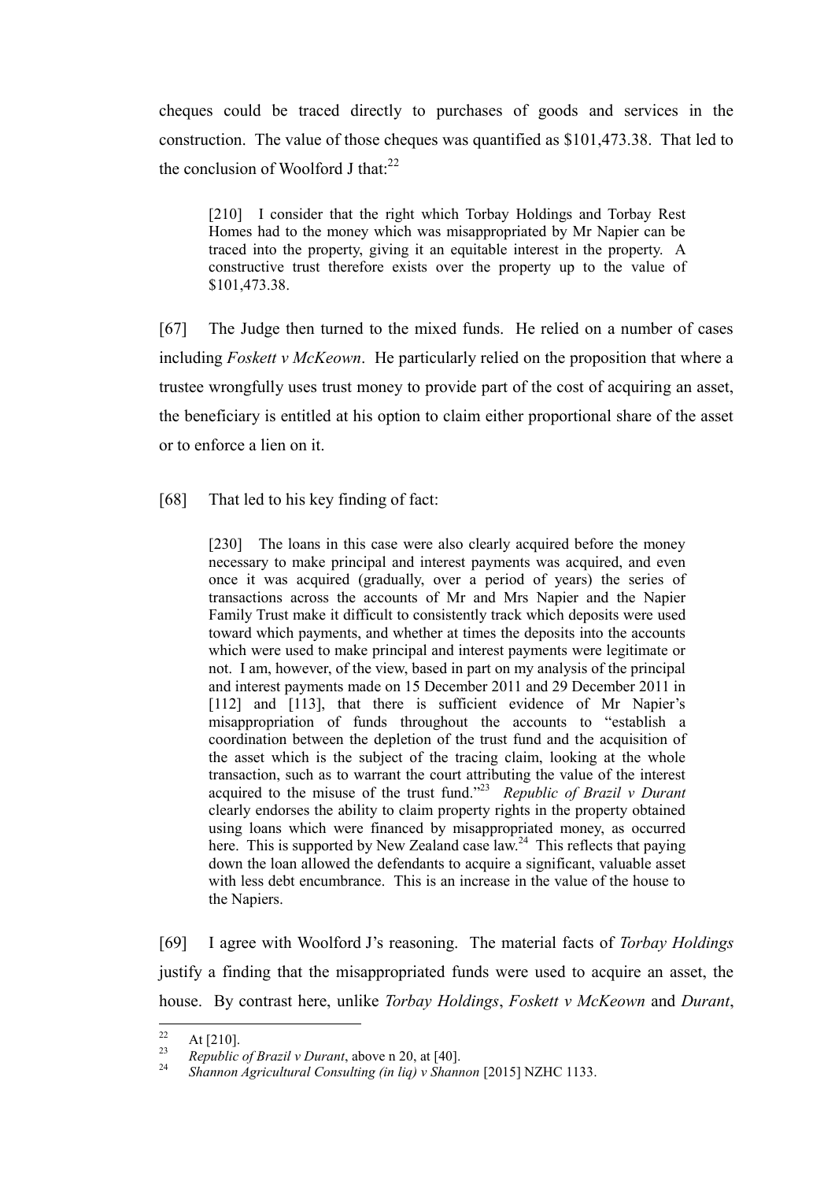cheques could be traced directly to purchases of goods and services in the construction. The value of those cheques was quantified as $101,473.38. That led to the conclusion of Woolford J that:[22]

> [210] I consider that the right which Torbay Holdings and Torbay Rest Homes had to the money which was misappropriated by Mr Napier can be traced into the property, giving it an equitable interest in the property. A constructive trust therefore exists over the property up to the value of $101,473.38.

[67] The Judge then turned to the mixed funds. He relied on a number of cases including *Foskett v McKeown*. He particularly relied on the proposition that where a trustee wrongfully uses trust money to provide part of the cost of acquiring an asset, the beneficiary is entitled at his option to claim either proportional share of the asset or to enforce a lien on it.

[68] That led to his key finding of fact:

> [230] The loans in this case were also clearly acquired before the money necessary to make principal and interest payments was acquired, and even once it was acquired (gradually, over a period of years) the series of transactions across the accounts of Mr and Mrs Napier and the Napier Family Trust make it difficult to consistently track which deposits were used toward which payments, and whether at times the deposits into the accounts which were used to make principal and interest payments were legitimate or not. I am, however, of the view, based in part on my analysis of the principal and interest payments made on 15 December 2011 and 29 December 2011 in [112] and [113], that there is sufficient evidence of Mr Napier's misappropriation of funds throughout the accounts to "establish a coordination between the depletion of the trust fund and the acquisition of the asset which is the subject of the tracing claim, looking at the whole transaction, such as to warrant the court attributing the value of the interest acquired to the misuse of the trust fund."[23] *Republic of Brazil v Durant* clearly endorses the ability to claim property rights in the property obtained using loans which were financed by misappropriated money, as occurred here. This is supported by New Zealand case law.[24] This reflects that paying down the loan allowed the defendants to acquire a significant, valuable asset with less debt encumbrance. This is an increase in the value of the house to the Napiers.

[69] I agree with Woolford J's reasoning. The material facts of *Torbay Holdings* justify a finding that the misappropriated funds were used to acquire an asset, the house. By contrast here, unlike *Torbay Holdings*, *Foskett v McKeown* and *Durant*,

---

[22] At [210].

[23] *Republic of Brazil v Durant*, above n 20, at [40].

[24] *Shannon Agricultural Consulting (in liq) v Shannon* [2015] NZHC 1133.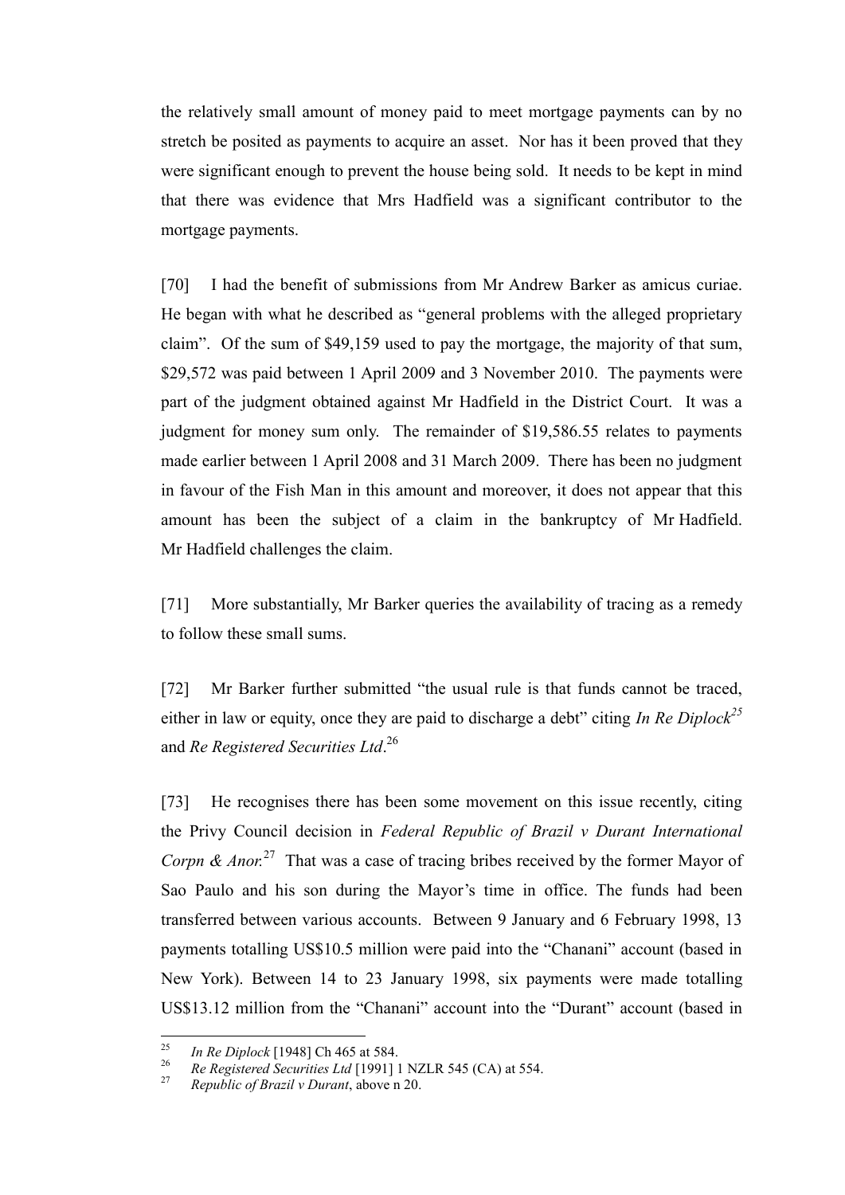the relatively small amount of money paid to meet mortgage payments can by no stretch be posited as payments to acquire an asset. Nor has it been proved that they were significant enough to prevent the house being sold. It needs to be kept in mind that there was evidence that Mrs Hadfield was a significant contributor to the mortgage payments.

[70] I had the benefit of submissions from Mr Andrew Barker as amicus curiae. He began with what he described as "general problems with the alleged proprietary claim". Of the sum of $49,159 used to pay the mortgage, the majority of that sum, $29,572 was paid between 1 April 2009 and 3 November 2010. The payments were part of the judgment obtained against Mr Hadfield in the District Court. It was a judgment for money sum only. The remainder of $19,586.55 relates to payments made earlier between 1 April 2008 and 31 March 2009. There has been no judgment in favour of the Fish Man in this amount and moreover, it does not appear that this amount has been the subject of a claim in the bankruptcy of Mr Hadfield. Mr Hadfield challenges the claim.

[71] More substantially, Mr Barker queries the availability of tracing as a remedy to follow these small sums.

[72] Mr Barker further submitted "the usual rule is that funds cannot be traced, either in law or equity, once they are paid to discharge a debt" citing *In Re Diplock*[25] and *Re Registered Securities Ltd*.[26]

[73] He recognises there has been some movement on this issue recently, citing the Privy Council decision in *Federal Republic of Brazil v Durant International Corpn & Anor.*[27] That was a case of tracing bribes received by the former Mayor of Sao Paulo and his son during the Mayor's time in office. The funds had been transferred between various accounts. Between 9 January and 6 February 1998, 13 payments totalling US$10.5 million were paid into the "Chanani" account (based in New York). Between 14 to 23 January 1998, six payments were made totalling US$13.12 million from the "Chanani" account into the "Durant" account (based in

---

[25] *In Re Diplock* [1948] Ch 465 at 584.

[26] *Re Registered Securities Ltd* [1991] 1 NZLR 545 (CA) at 554.

[27] *Republic of Brazil v Durant*, above n 20.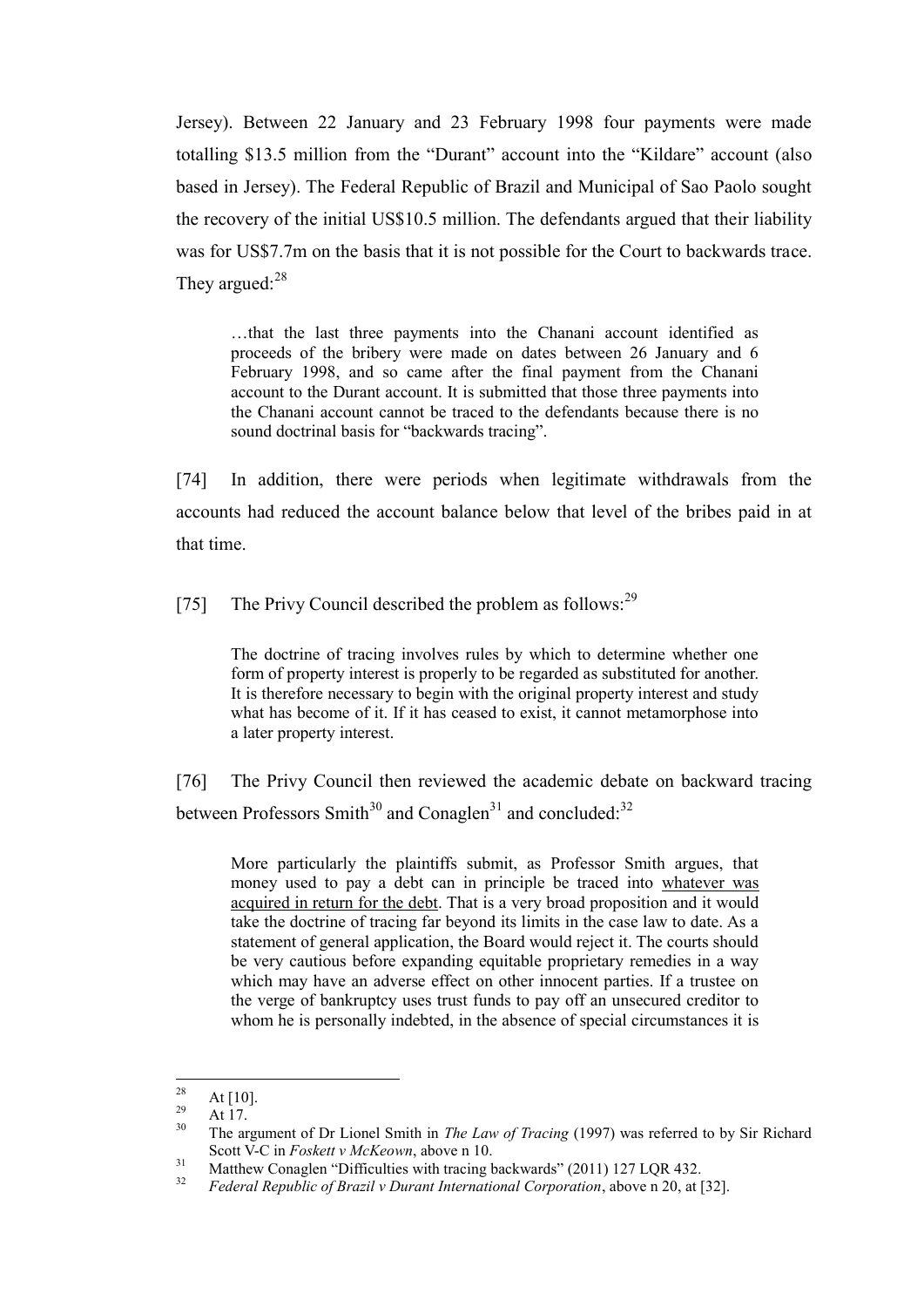Jersey). Between 22 January and 23 February 1998 four payments were made totalling $13.5 million from the "Durant" account into the "Kildare" account (also based in Jersey). The Federal Republic of Brazil and Municipal of Sao Paolo sought the recovery of the initial US$10.5 million. The defendants argued that their liability was for US$7.7m on the basis that it is not possible for the Court to backwards trace. They argued:[28]

> …that the last three payments into the Chanani account identified as proceeds of the bribery were made on dates between 26 January and 6 February 1998, and so came after the final payment from the Chanani account to the Durant account. It is submitted that those three payments into the Chanani account cannot be traced to the defendants because there is no sound doctrinal basis for "backwards tracing".

[74] In addition, there were periods when legitimate withdrawals from the accounts had reduced the account balance below that level of the bribes paid in at that time.

[75] The Privy Council described the problem as follows:[29]

> The doctrine of tracing involves rules by which to determine whether one form of property interest is properly to be regarded as substituted for another. It is therefore necessary to begin with the original property interest and study what has become of it. If it has ceased to exist, it cannot metamorphose into a later property interest.

[76] The Privy Council then reviewed the academic debate on backward tracing between Professors Smith[30] and Conaglen[31] and concluded:[32]

> More particularly the plaintiffs submit, as Professor Smith argues, that money used to pay a debt can in principle be traced into <u>whatever was acquired in return for the debt</u>. That is a very broad proposition and it would take the doctrine of tracing far beyond its limits in the case law to date. As a statement of general application, the Board would reject it. The courts should be very cautious before expanding equitable proprietary remedies in a way which may have an adverse effect on other innocent parties. If a trustee on the verge of bankruptcy uses trust funds to pay off an unsecured creditor to whom he is personally indebted, in the absence of special circumstances it is

---

[28] At [10].

[29] At 17.

[30] The argument of Dr Lionel Smith in *The Law of Tracing* (1997) was referred to by Sir Richard Scott V-C in *Foskett v McKeown*, above n 10.

[31] Matthew Conaglen "Difficulties with tracing backwards" (2011) 127 LQR 432.

[32] *Federal Republic of Brazil v Durant International Corporation*, above n 20, at [32].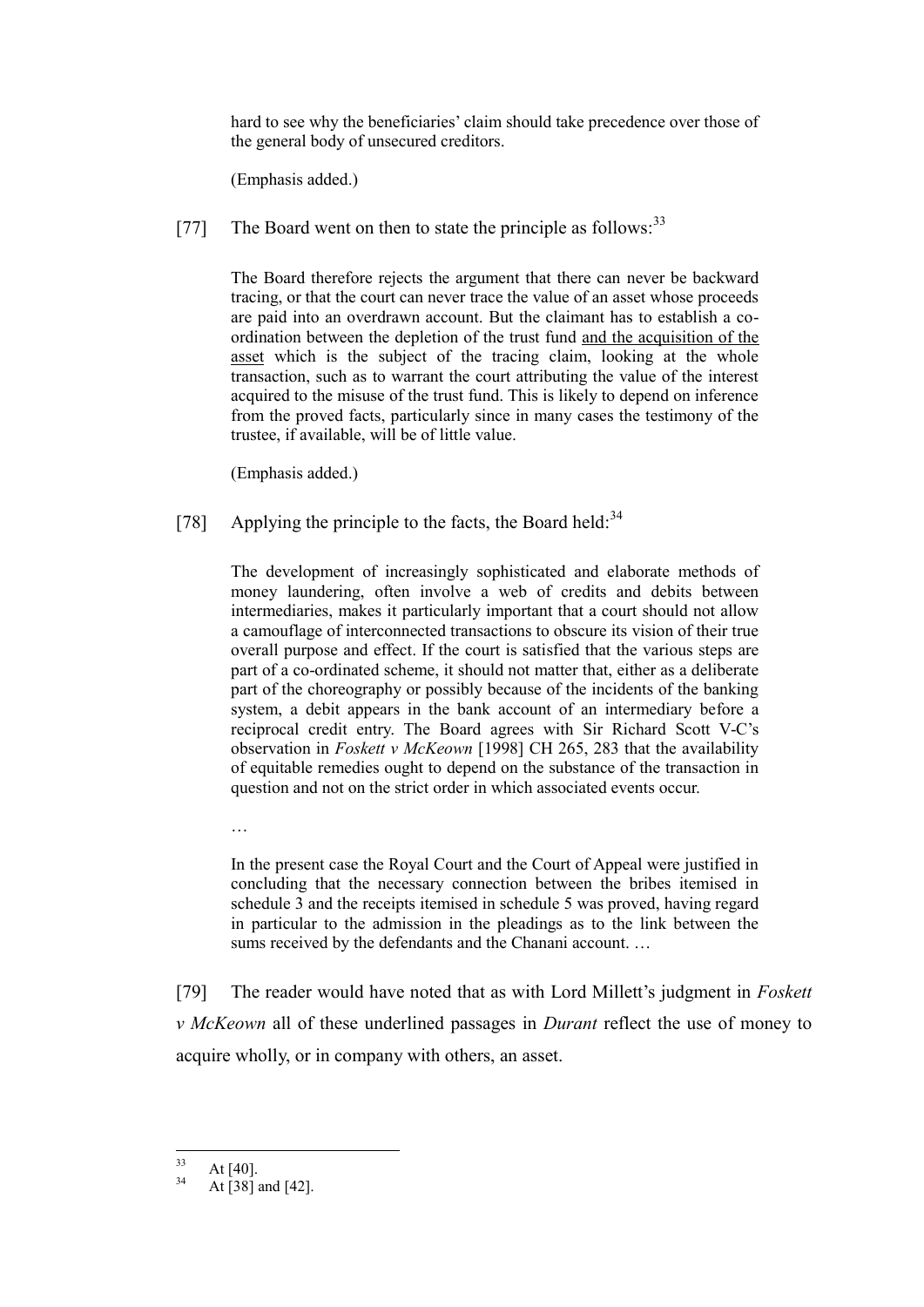> hard to see why the beneficiaries' claim should take precedence over those of the general body of unsecured creditors.
>
> (Emphasis added.)

[77] The Board went on then to state the principle as follows:[33]

> The Board therefore rejects the argument that there can never be backward tracing, or that the court can never trace the value of an asset whose proceeds are paid into an overdrawn account. But the claimant has to establish a co-ordination between the depletion of the trust fund <u>and the acquisition of the asset</u> which is the subject of the tracing claim, looking at the whole transaction, such as to warrant the court attributing the value of the interest acquired to the misuse of the trust fund. This is likely to depend on inference from the proved facts, particularly since in many cases the testimony of the trustee, if available, will be of little value.
>
> (Emphasis added.)

[78] Applying the principle to the facts, the Board held:[34]

> The development of increasingly sophisticated and elaborate methods of money laundering, often involve a web of credits and debits between intermediaries, makes it particularly important that a court should not allow a camouflage of interconnected transactions to obscure its vision of their true overall purpose and effect. If the court is satisfied that the various steps are part of a co-ordinated scheme, it should not matter that, either as a deliberate part of the choreography or possibly because of the incidents of the banking system, a debit appears in the bank account of an intermediary before a reciprocal credit entry. The Board agrees with Sir Richard Scott V-C's observation in *Foskett v McKeown* [1998] CH 265, 283 that the availability of equitable remedies ought to depend on the substance of the transaction in question and not on the strict order in which associated events occur.
>
> …
>
> In the present case the Royal Court and the Court of Appeal were justified in concluding that the necessary connection between the bribes itemised in schedule 3 and the receipts itemised in schedule 5 was proved, having regard in particular to the admission in the pleadings as to the link between the sums received by the defendants and the Chanani account. …

[79] The reader would have noted that as with Lord Millett's judgment in *Foskett v McKeown* all of these underlined passages in *Durant* reflect the use of money to acquire wholly, or in company with others, an asset.

---

[33] At [40].

[34] At [38] and [42].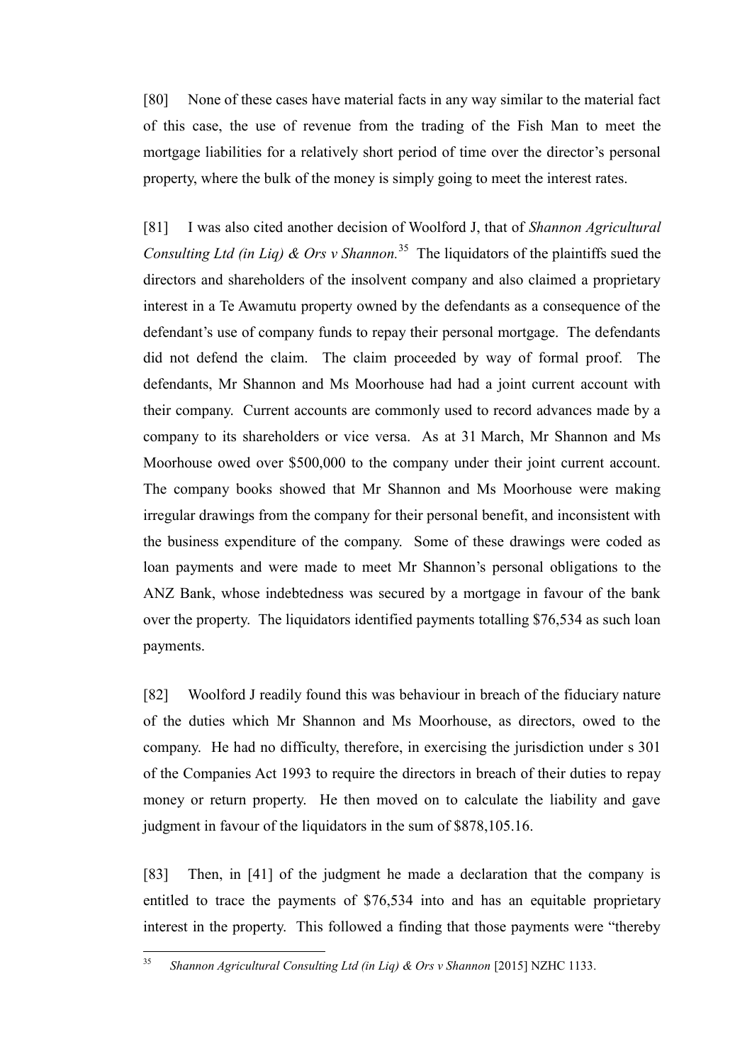[80] None of these cases have material facts in any way similar to the material fact of this case, the use of revenue from the trading of the Fish Man to meet the mortgage liabilities for a relatively short period of time over the director's personal property, where the bulk of the money is simply going to meet the interest rates.

[81] I was also cited another decision of Woolford J, that of *Shannon Agricultural Consulting Ltd (in Liq) & Ors v Shannon.*[35] The liquidators of the plaintiffs sued the directors and shareholders of the insolvent company and also claimed a proprietary interest in a Te Awamutu property owned by the defendants as a consequence of the defendant's use of company funds to repay their personal mortgage. The defendants did not defend the claim. The claim proceeded by way of formal proof. The defendants, Mr Shannon and Ms Moorhouse had had a joint current account with their company. Current accounts are commonly used to record advances made by a company to its shareholders or vice versa. As at 31 March, Mr Shannon and Ms Moorhouse owed over $500,000 to the company under their joint current account. The company books showed that Mr Shannon and Ms Moorhouse were making irregular drawings from the company for their personal benefit, and inconsistent with the business expenditure of the company. Some of these drawings were coded as loan payments and were made to meet Mr Shannon's personal obligations to the ANZ Bank, whose indebtedness was secured by a mortgage in favour of the bank over the property. The liquidators identified payments totalling $76,534 as such loan payments.

[82] Woolford J readily found this was behaviour in breach of the fiduciary nature of the duties which Mr Shannon and Ms Moorhouse, as directors, owed to the company. He had no difficulty, therefore, in exercising the jurisdiction under s 301 of the Companies Act 1993 to require the directors in breach of their duties to repay money or return property. He then moved on to calculate the liability and gave judgment in favour of the liquidators in the sum of $878,105.16.

[83] Then, in [41] of the judgment he made a declaration that the company is entitled to trace the payments of $76,534 into and has an equitable proprietary interest in the property. This followed a finding that those payments were "thereby

[35] *Shannon Agricultural Consulting Ltd (in Liq) & Ors v Shannon* [2015] NZHC 1133.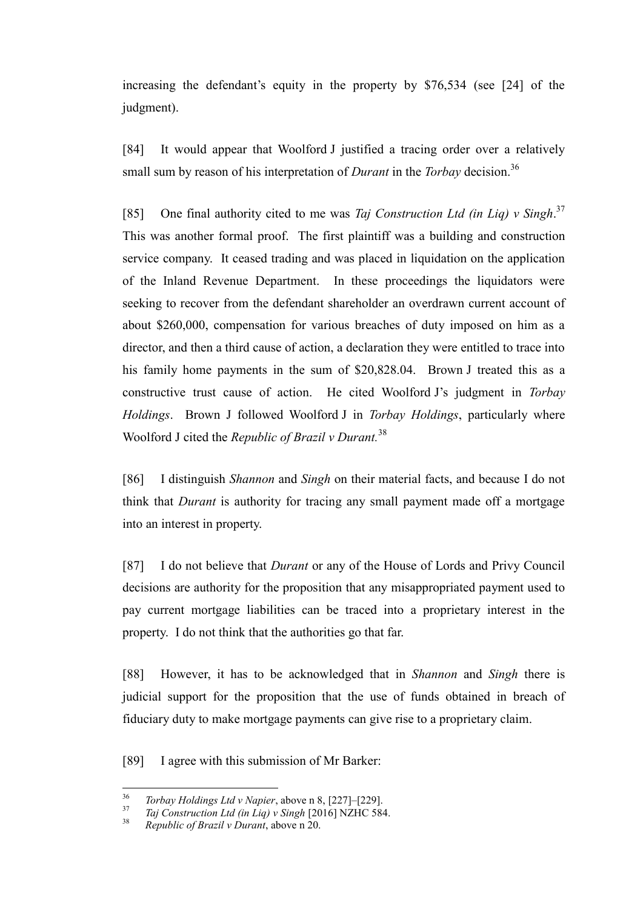increasing the defendant's equity in the property by $76,534 (see [24] of the judgment).

[84] It would appear that Woolford J justified a tracing order over a relatively small sum by reason of his interpretation of *Durant* in the *Torbay* decision.[36]

[85] One final authority cited to me was *Taj Construction Ltd (in Liq) v Singh*.[37] This was another formal proof. The first plaintiff was a building and construction service company. It ceased trading and was placed in liquidation on the application of the Inland Revenue Department. In these proceedings the liquidators were seeking to recover from the defendant shareholder an overdrawn current account of about $260,000, compensation for various breaches of duty imposed on him as a director, and then a third cause of action, a declaration they were entitled to trace into his family home payments in the sum of $20,828.04. Brown J treated this as a constructive trust cause of action. He cited Woolford J's judgment in *Torbay Holdings*. Brown J followed Woolford J in *Torbay Holdings*, particularly where Woolford J cited the *Republic of Brazil v Durant.*[38]

[86] I distinguish *Shannon* and *Singh* on their material facts, and because I do not think that *Durant* is authority for tracing any small payment made off a mortgage into an interest in property.

[87] I do not believe that *Durant* or any of the House of Lords and Privy Council decisions are authority for the proposition that any misappropriated payment used to pay current mortgage liabilities can be traced into a proprietary interest in the property. I do not think that the authorities go that far.

[88] However, it has to be acknowledged that in *Shannon* and *Singh* there is judicial support for the proposition that the use of funds obtained in breach of fiduciary duty to make mortgage payments can give rise to a proprietary claim.

[89] I agree with this submission of Mr Barker:

---

[36] *Torbay Holdings Ltd v Napier*, above n 8, [227]–[229].

[37] *Taj Construction Ltd (in Liq) v Singh* [2016] NZHC 584.

[38] *Republic of Brazil v Durant*, above n 20.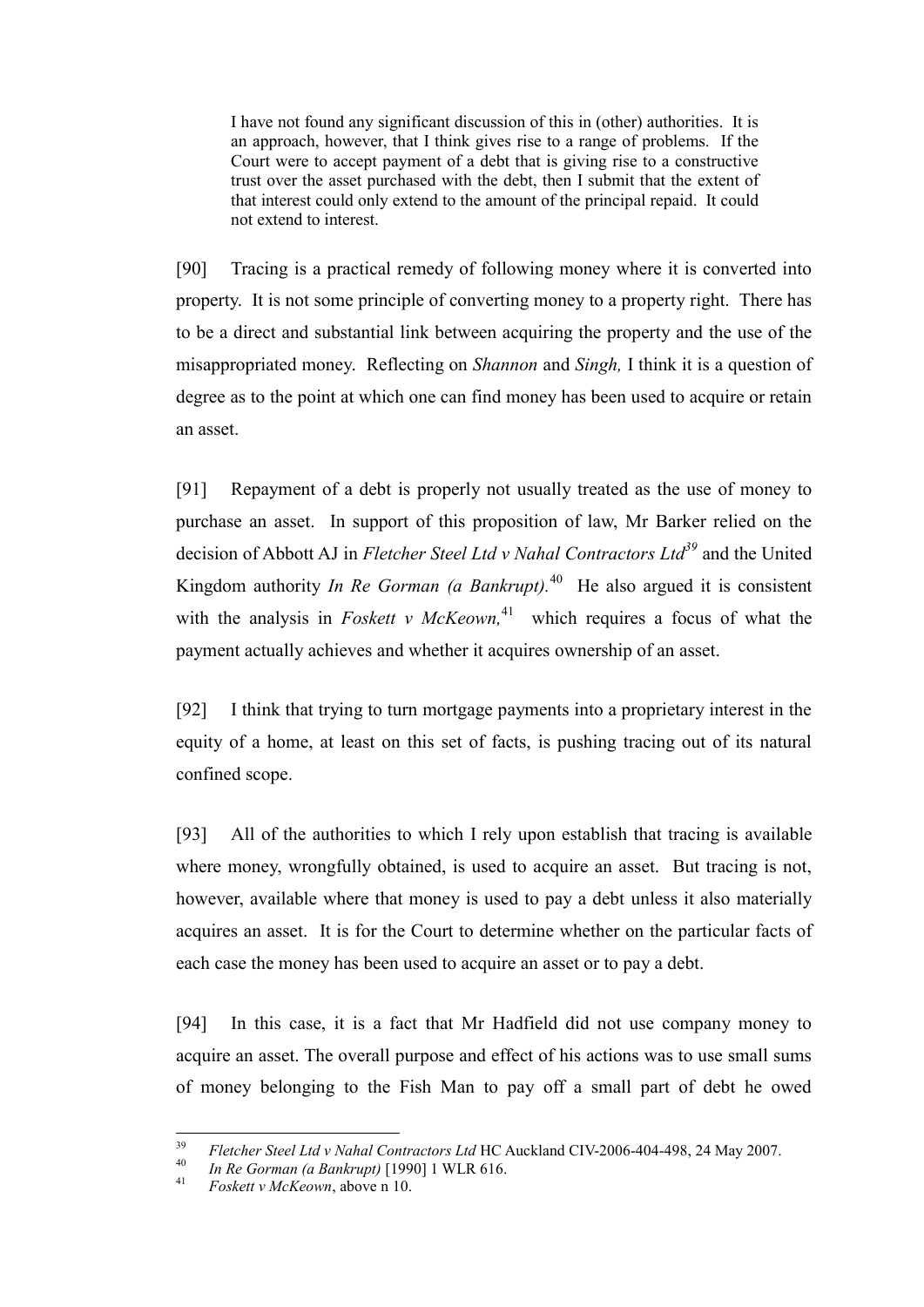> I have not found any significant discussion of this in (other) authorities. It is an approach, however, that I think gives rise to a range of problems. If the Court were to accept payment of a debt that is giving rise to a constructive trust over the asset purchased with the debt, then I submit that the extent of that interest could only extend to the amount of the principal repaid. It could not extend to interest.

[90] Tracing is a practical remedy of following money where it is converted into property. It is not some principle of converting money to a property right. There has to be a direct and substantial link between acquiring the property and the use of the misappropriated money. Reflecting on *Shannon* and *Singh,* I think it is a question of degree as to the point at which one can find money has been used to acquire or retain an asset.

[91] Repayment of a debt is properly not usually treated as the use of money to purchase an asset. In support of this proposition of law, Mr Barker relied on the decision of Abbott AJ in *Fletcher Steel Ltd v Nahal Contractors Ltd*[39] and the United Kingdom authority *In Re Gorman (a Bankrupt).*[40] He also argued it is consistent with the analysis in *Foskett v McKeown,*[41] which requires a focus of what the payment actually achieves and whether it acquires ownership of an asset.

[92] I think that trying to turn mortgage payments into a proprietary interest in the equity of a home, at least on this set of facts, is pushing tracing out of its natural confined scope.

[93] All of the authorities to which I rely upon establish that tracing is available where money, wrongfully obtained, is used to acquire an asset. But tracing is not, however, available where that money is used to pay a debt unless it also materially acquires an asset. It is for the Court to determine whether on the particular facts of each case the money has been used to acquire an asset or to pay a debt.

[94] In this case, it is a fact that Mr Hadfield did not use company money to acquire an asset. The overall purpose and effect of his actions was to use small sums of money belonging to the Fish Man to pay off a small part of debt he owed

---

[39] *Fletcher Steel Ltd v Nahal Contractors Ltd* HC Auckland CIV-2006-404-498, 24 May 2007.

[40] *In Re Gorman (a Bankrupt)* [1990] 1 WLR 616.

[41] *Foskett v McKeown*, above n 10.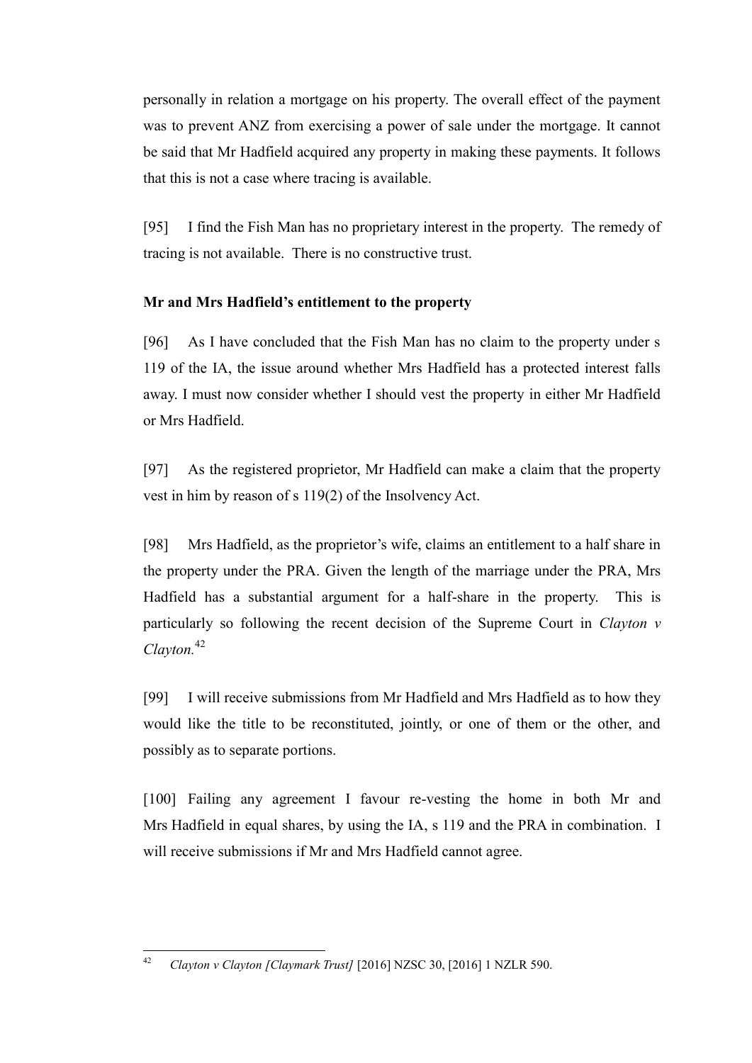personally in relation a mortgage on his property. The overall effect of the payment was to prevent ANZ from exercising a power of sale under the mortgage. It cannot be said that Mr Hadfield acquired any property in making these payments. It follows that this is not a case where tracing is available.

[95] I find the Fish Man has no proprietary interest in the property. The remedy of tracing is not available. There is no constructive trust.

**Mr and Mrs Hadfield's entitlement to the property**

[96] As I have concluded that the Fish Man has no claim to the property under s 119 of the IA, the issue around whether Mrs Hadfield has a protected interest falls away. I must now consider whether I should vest the property in either Mr Hadfield or Mrs Hadfield.

[97] As the registered proprietor, Mr Hadfield can make a claim that the property vest in him by reason of s 119(2) of the Insolvency Act.

[98] Mrs Hadfield, as the proprietor's wife, claims an entitlement to a half share in the property under the PRA. Given the length of the marriage under the PRA, Mrs Hadfield has a substantial argument for a half-share in the property. This is particularly so following the recent decision of the Supreme Court in *Clayton v Clayton.*[42]

[99] I will receive submissions from Mr Hadfield and Mrs Hadfield as to how they would like the title to be reconstituted, jointly, or one of them or the other, and possibly as to separate portions.

[100] Failing any agreement I favour re-vesting the home in both Mr and Mrs Hadfield in equal shares, by using the IA, s 119 and the PRA in combination. I will receive submissions if Mr and Mrs Hadfield cannot agree.

---

[42] *Clayton v Clayton [Claymark Trust]* [2016] NZSC 30, [2016] 1 NZLR 590.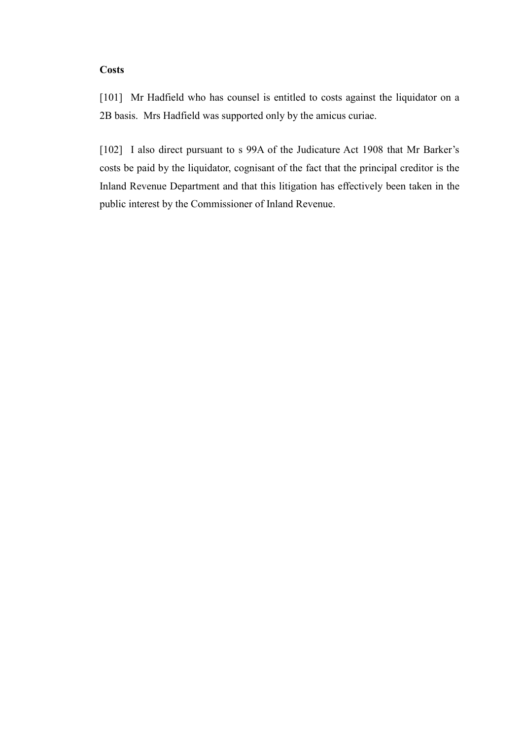**Costs**

[101] Mr Hadfield who has counsel is entitled to costs against the liquidator on a 2B basis. Mrs Hadfield was supported only by the amicus curiae.

[102] I also direct pursuant to s 99A of the Judicature Act 1908 that Mr Barker's costs be paid by the liquidator, cognisant of the fact that the principal creditor is the Inland Revenue Department and that this litigation has effectively been taken in the public interest by the Commissioner of Inland Revenue.